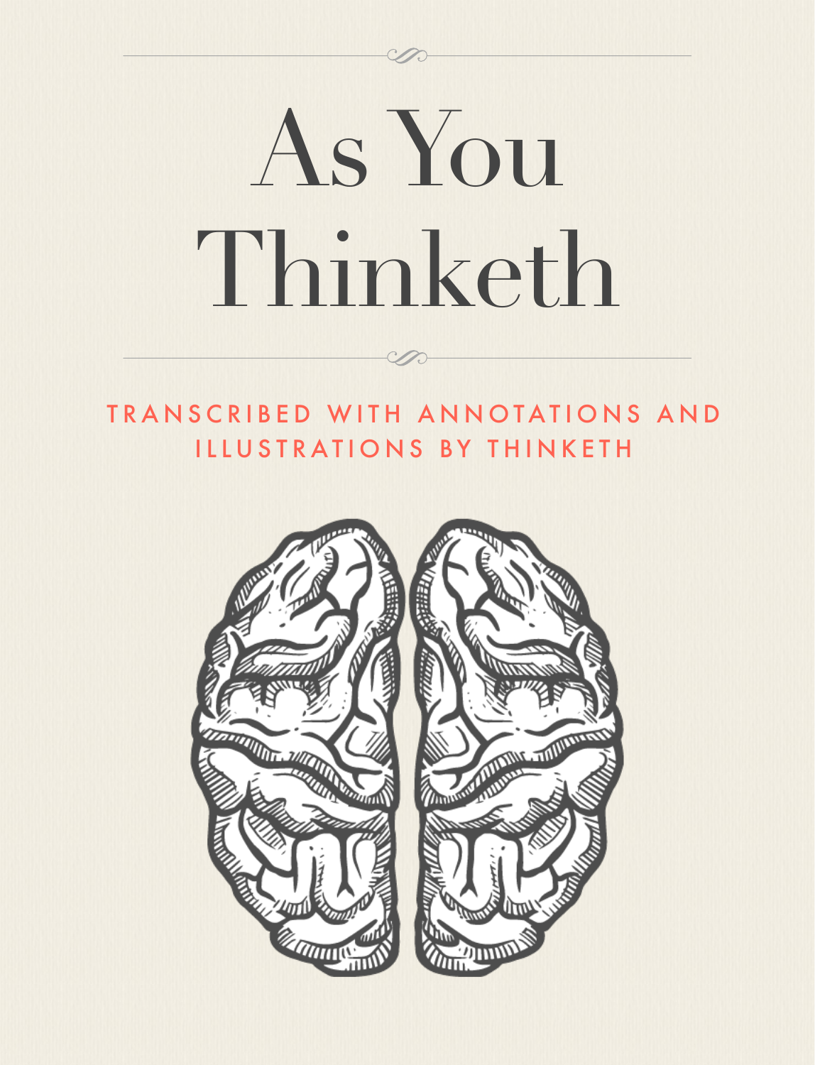# As You Thinketh

TRANSCRIBED WITH ANNOTATIONS AND ILLUSTRATIONS BY THINKETH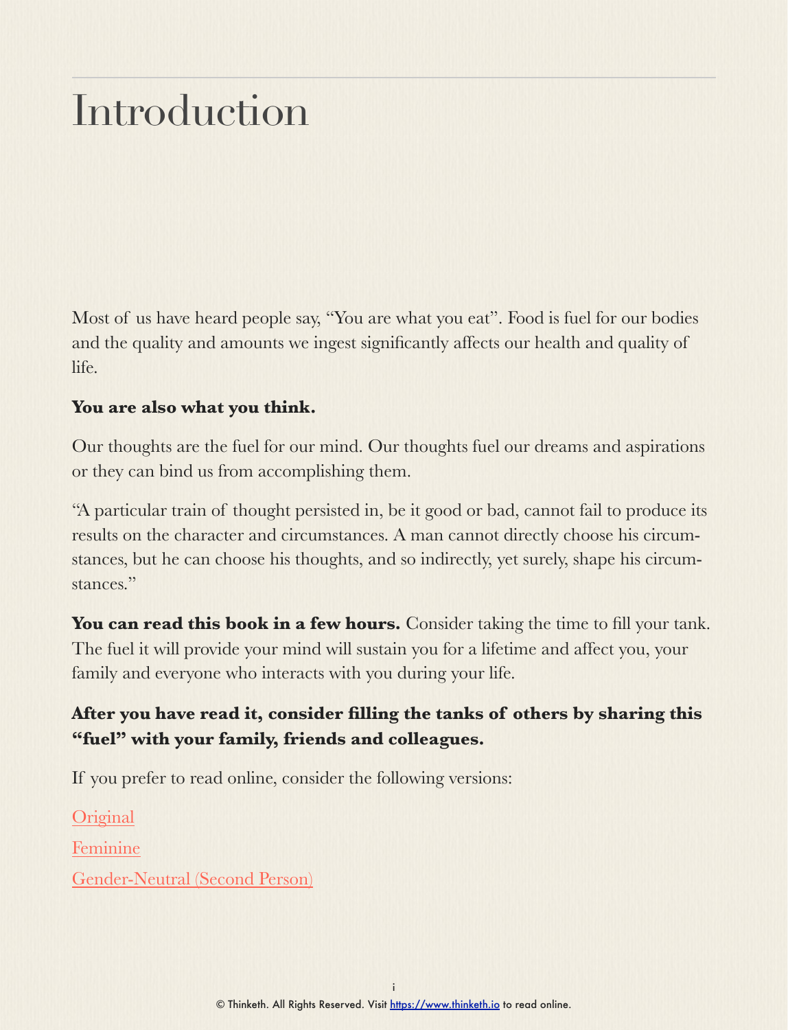# Introduction

Most of us have heard people say, "You are what you eat". Food is fuel for our bodies and the quality and amounts we ingest significantly affects our health and quality of life.

**You are also what you think.**

Our thoughts are the fuel for our mind. Our thoughts fuel our dreams and aspirations or they can bind us from accomplishing them.

"A particular train of thought persisted in, be it good or bad, cannot fail to produce its results on the character and circumstances. A man cannot directly choose his circumstances, but he can choose his thoughts, and so indirectly, yet surely, shape his circumstances."

**You can read this book in a few hours.** Consider taking the time to fill your tank. The fuel it will provide your mind will sustain you for a lifetime and affect you, your family and everyone who interacts with you during your life.

**After you have read it, consider filling the tanks of others by sharing this "fuel" with your family, friends and colleagues.**

If you prefer to read online, consider the following versions:

Original

Feminine

Gender-Neutral (Second Person)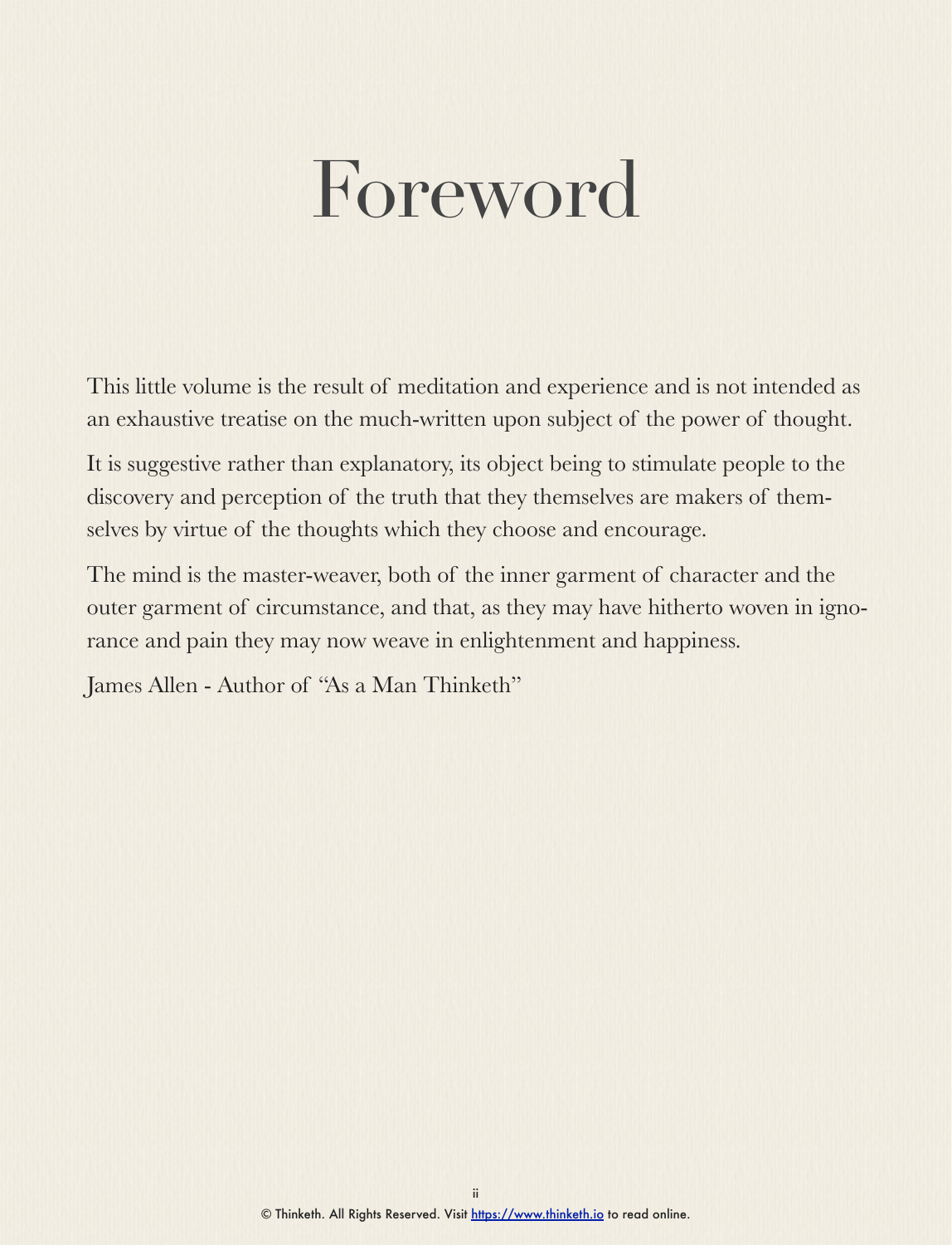# Foreword

This little volume is the result of meditation and experience and is not intended as an exhaustive treatise on the much-written upon subject of the power of thought.

It is suggestive rather than explanatory, its object being to stimulate people to the discovery and perception of the truth that they themselves are makers of themselves by virtue of the thoughts which they choose and encourage.

The mind is the master-weaver, both of the inner garment of character and the outer garment of circumstance, and that, as they may have hitherto woven in ignorance and pain they may now weave in enlightenment and happiness.

James Allen - Author of "As a Man Thinketh"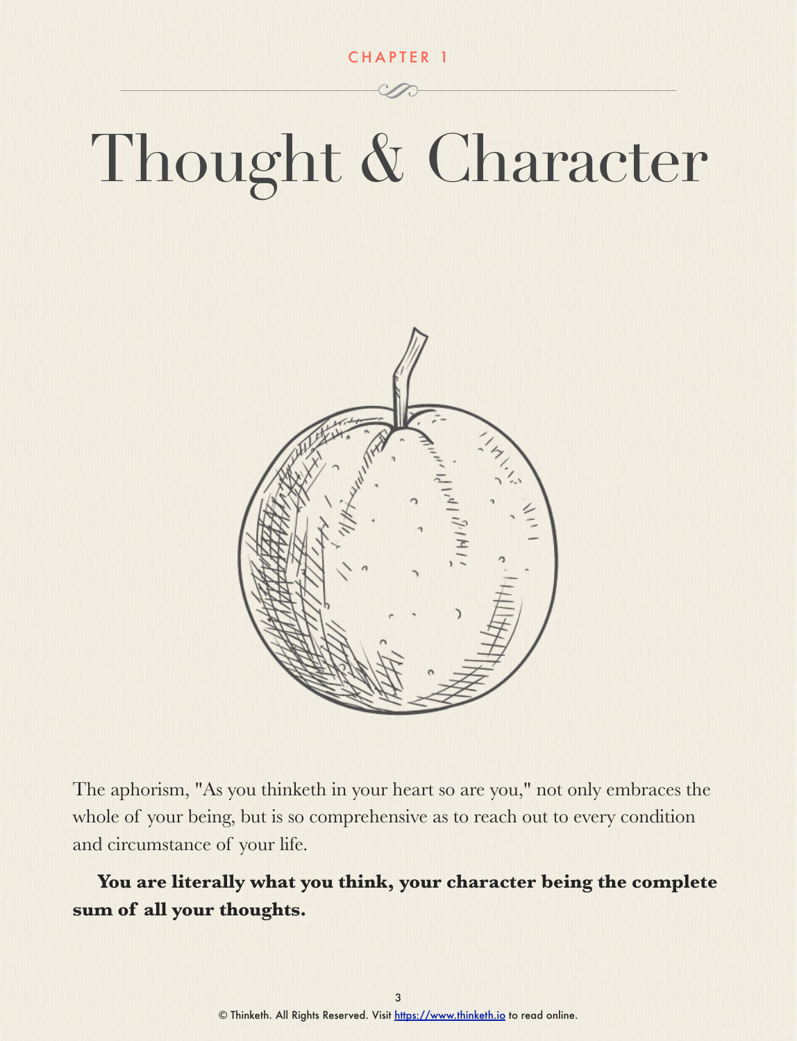CHAPTER 1

# Thought & Character

The aphorism, "As you thinketh in your heart so are you," not only embraces the whole of your being, but is so comprehensive as to reach out to every condition and circumstance of your life.

**You are literally what you think, your character being the complete sum of all your thoughts.**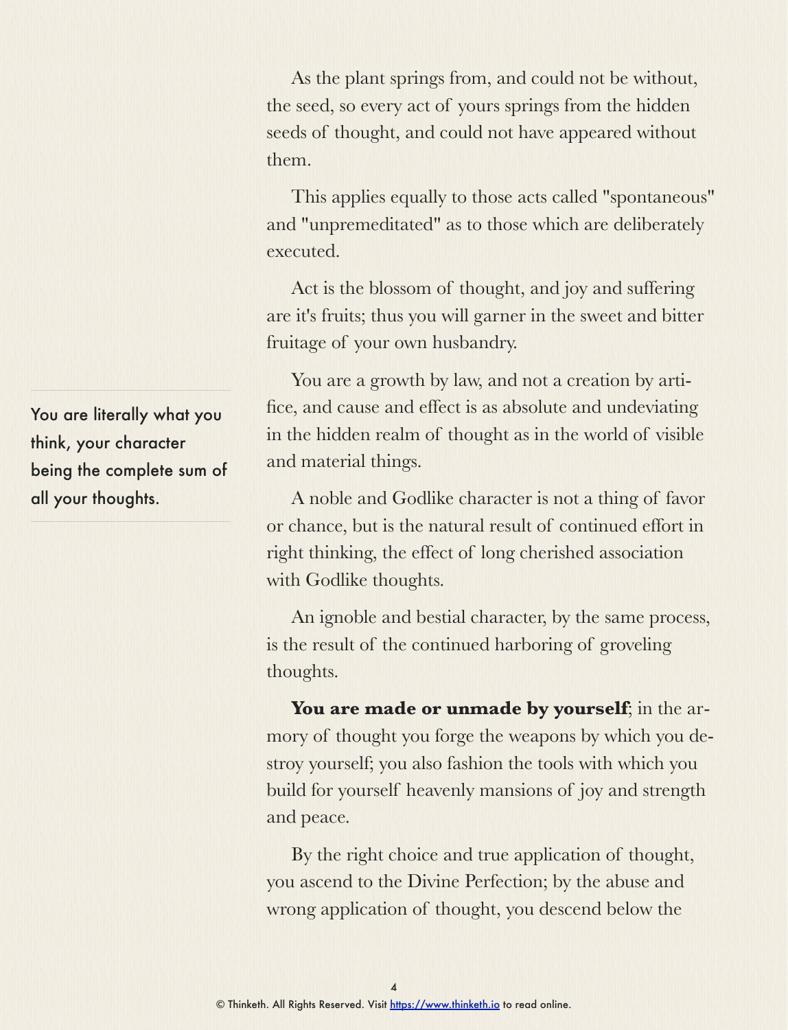As the plant springs from, and could not be without, the seed, so every act of yours springs from the hidden seeds of thought, and could not have appeared without them.

This applies equally to those acts called "spontaneous" and "unpremeditated" as to those which are deliberately executed.

Act is the blossom of thought, and joy and suffering are it's fruits; thus you will garner in the sweet and bitter fruitage of your own husbandry.

> You are literally what you think, your character being the complete sum of all your thoughts.

You are a growth by law, and not a creation by artifice, and cause and effect is as absolute and undeviating in the hidden realm of thought as in the world of visible and material things.

A noble and Godlike character is not a thing of favor or chance, but is the natural result of continued effort in right thinking, the effect of long cherished association with Godlike thoughts.

An ignoble and bestial character, by the same process, is the result of the continued harboring of groveling thoughts.

**You are made or unmade by yourself**; in the armory of thought you forge the weapons by which you destroy yourself; you also fashion the tools with which you build for yourself heavenly mansions of joy and strength and peace.

By the right choice and true application of thought, you ascend to the Divine Perfection; by the abuse and wrong application of thought, you descend below the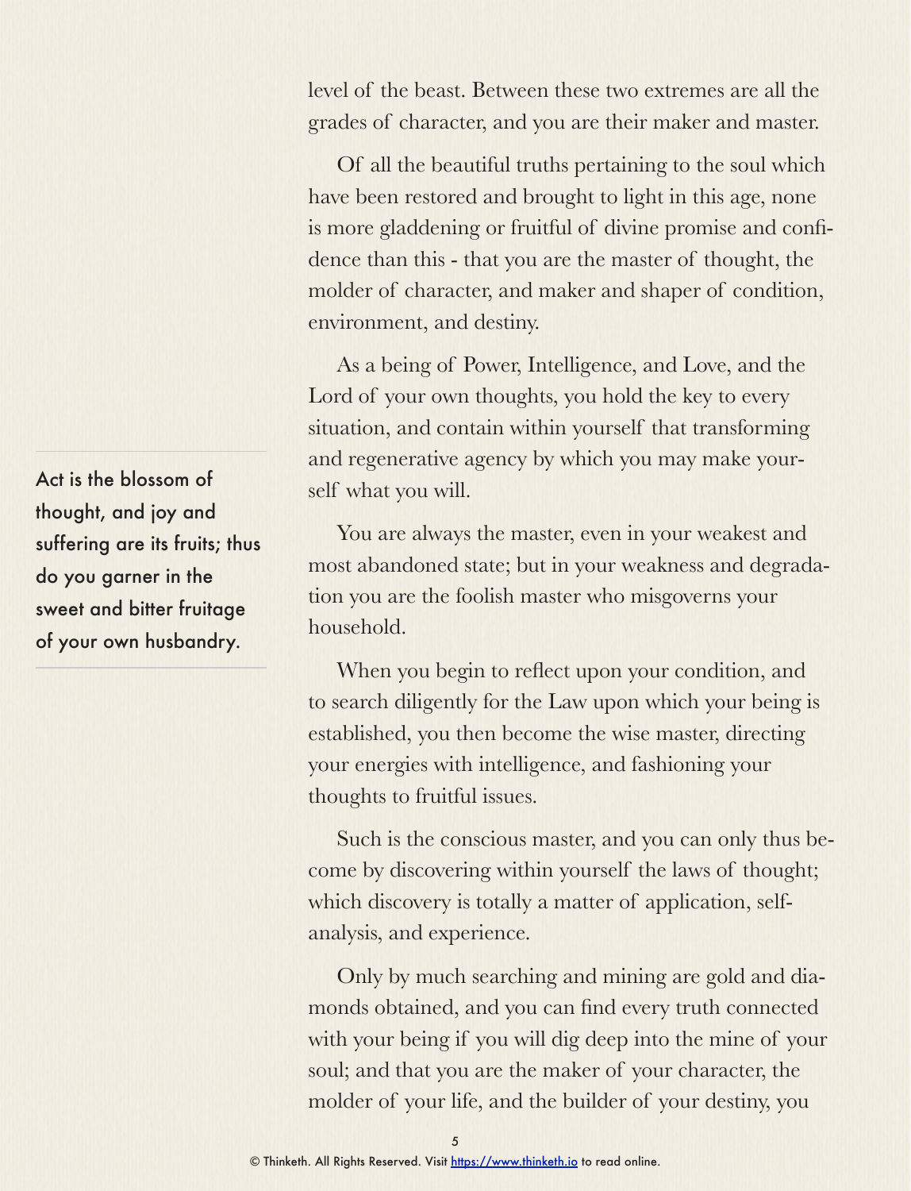level of the beast. Between these two extremes are all the grades of character, and you are their maker and master.

Of all the beautiful truths pertaining to the soul which have been restored and brought to light in this age, none is more gladdening or fruitful of divine promise and confidence than this - that you are the master of thought, the molder of character, and maker and shaper of condition, environment, and destiny.

As a being of Power, Intelligence, and Love, and the Lord of your own thoughts, you hold the key to every situation, and contain within yourself that transforming and regenerative agency by which you may make yourself what you will.

> Act is the blossom of thought, and joy and suffering are its fruits; thus do you garner in the sweet and bitter fruitage of your own husbandry.

You are always the master, even in your weakest and most abandoned state; but in your weakness and degradation you are the foolish master who misgoverns your household.

When you begin to reflect upon your condition, and to search diligently for the Law upon which your being is established, you then become the wise master, directing your energies with intelligence, and fashioning your thoughts to fruitful issues.

Such is the conscious master, and you can only thus become by discovering within yourself the laws of thought; which discovery is totally a matter of application, self-analysis, and experience.

Only by much searching and mining are gold and diamonds obtained, and you can find every truth connected with your being if you will dig deep into the mine of your soul; and that you are the maker of your character, the molder of your life, and the builder of your destiny, you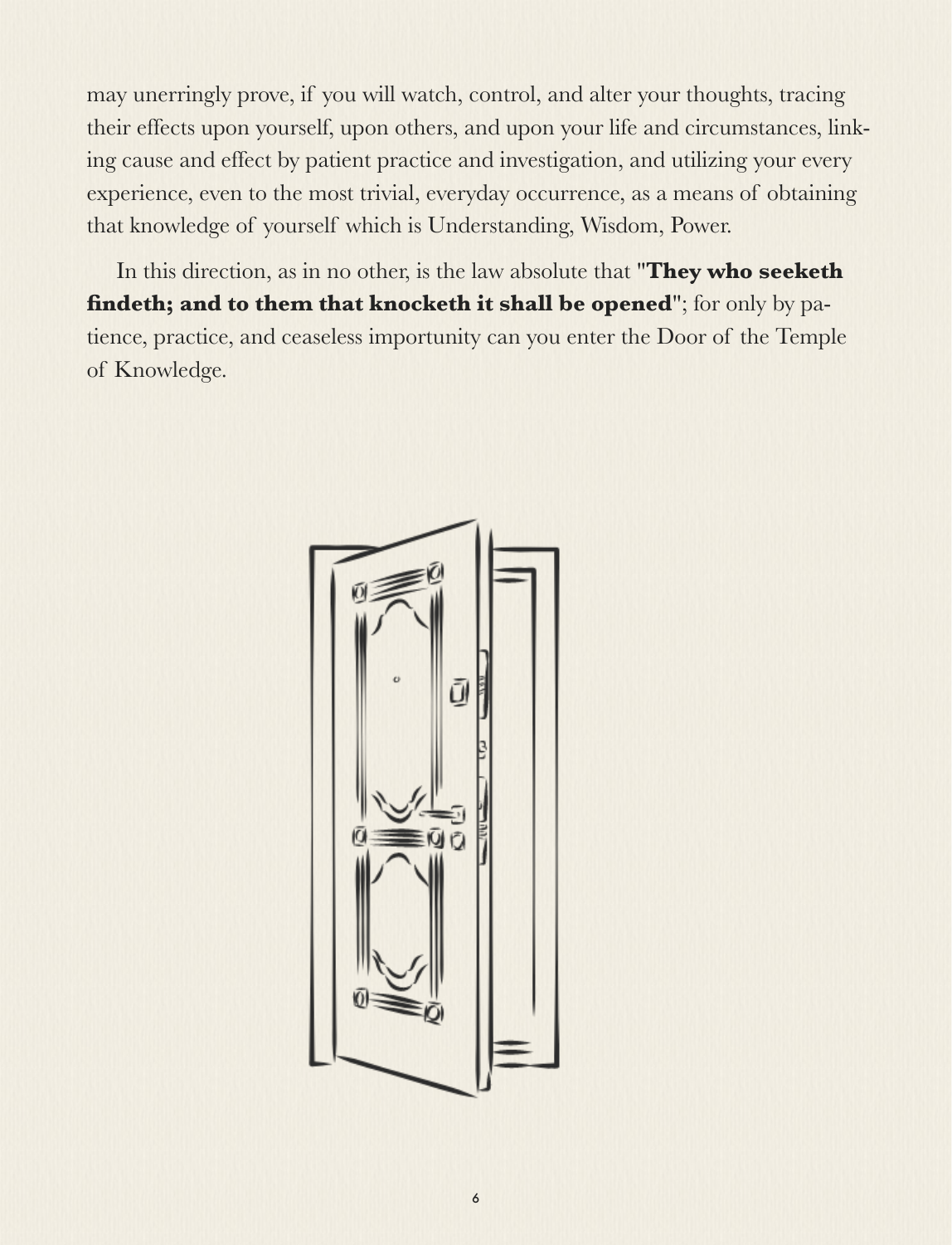may unerringly prove, if you will watch, control, and alter your thoughts, tracing their effects upon yourself, upon others, and upon your life and circumstances, linking cause and effect by patient practice and investigation, and utilizing your every experience, even to the most trivial, everyday occurrence, as a means of obtaining that knowledge of yourself which is Understanding, Wisdom, Power.

In this direction, as in no other, is the law absolute that "**They who seeketh findeth; and to them that knocketh it shall be opened**"; for only by patience, practice, and ceaseless importunity can you enter the Door of the Temple of Knowledge.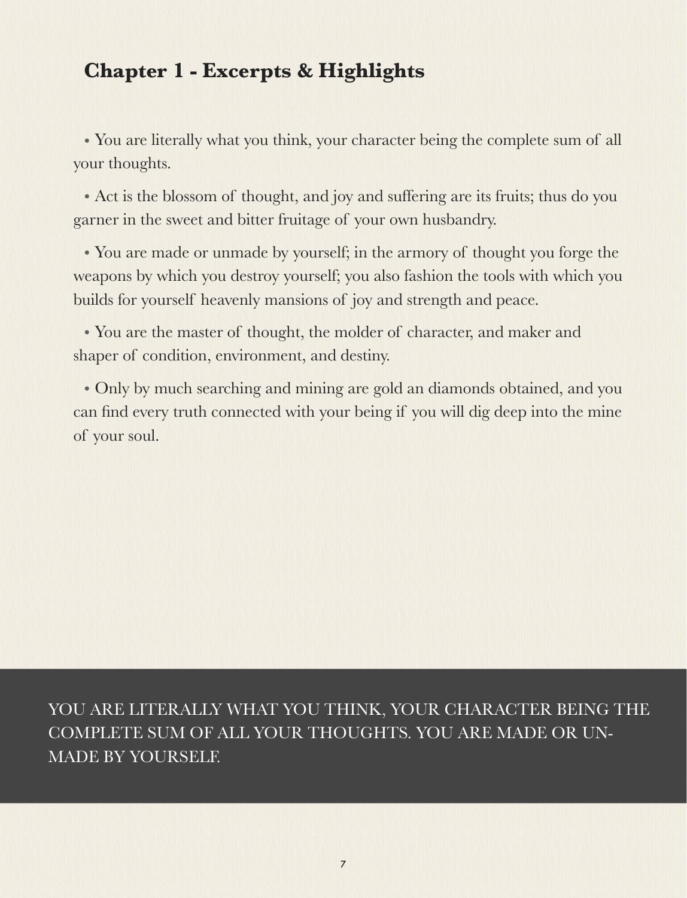## Chapter 1 - Excerpts & Highlights

- You are literally what you think, your character being the complete sum of all your thoughts.
- Act is the blossom of thought, and joy and suffering are its fruits; thus do you garner in the sweet and bitter fruitage of your own husbandry.
- You are made or unmade by yourself; in the armory of thought you forge the weapons by which you destroy yourself; you also fashion the tools with which you builds for yourself heavenly mansions of joy and strength and peace.
- You are the master of thought, the molder of character, and maker and shaper of condition, environment, and destiny.
- Only by much searching and mining are gold an diamonds obtained, and you can find every truth connected with your being if you will dig deep into the mine of your soul.

YOU ARE LITERALLY WHAT YOU THINK, YOUR CHARACTER BEING THE COMPLETE SUM OF ALL YOUR THOUGHTS. YOU ARE MADE OR UN-MADE BY YOURSELF.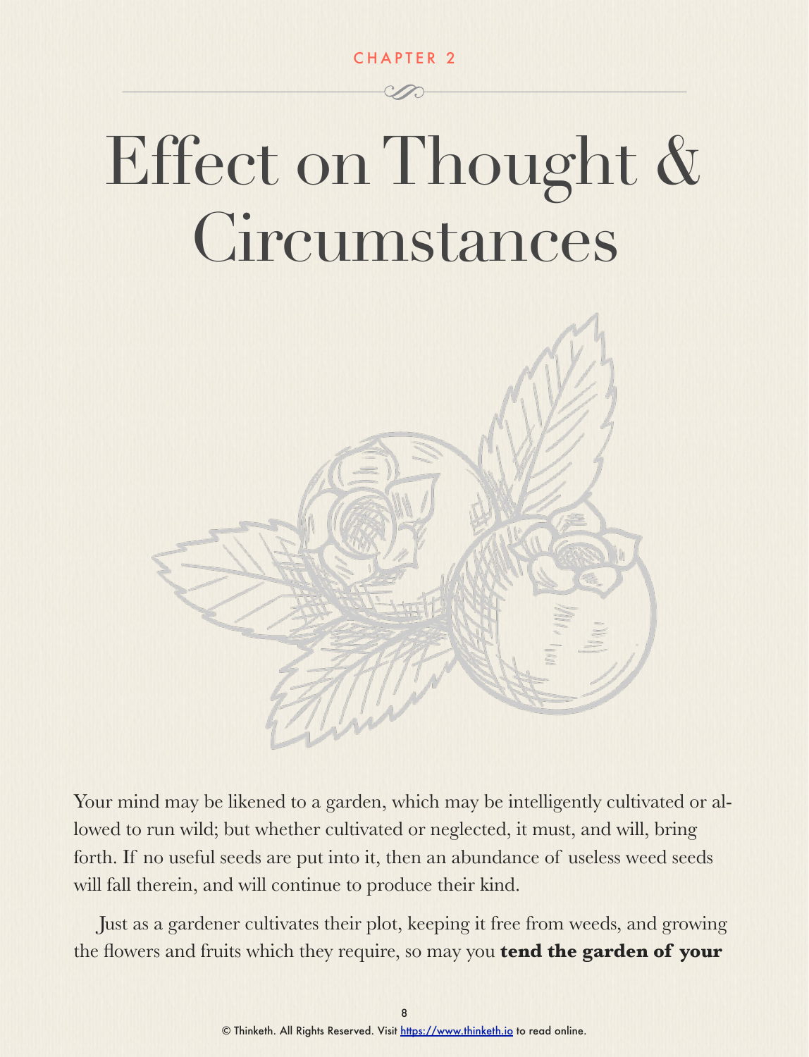CHAPTER 2

# Effect on Thought & Circumstances

Your mind may be likened to a garden, which may be intelligently cultivated or allowed to run wild; but whether cultivated or neglected, it must, and will, bring forth. If no useful seeds are put into it, then an abundance of useless weed seeds will fall therein, and will continue to produce their kind.

Just as a gardener cultivates their plot, keeping it free from weeds, and growing the flowers and fruits which they require, so may you **tend the garden of your**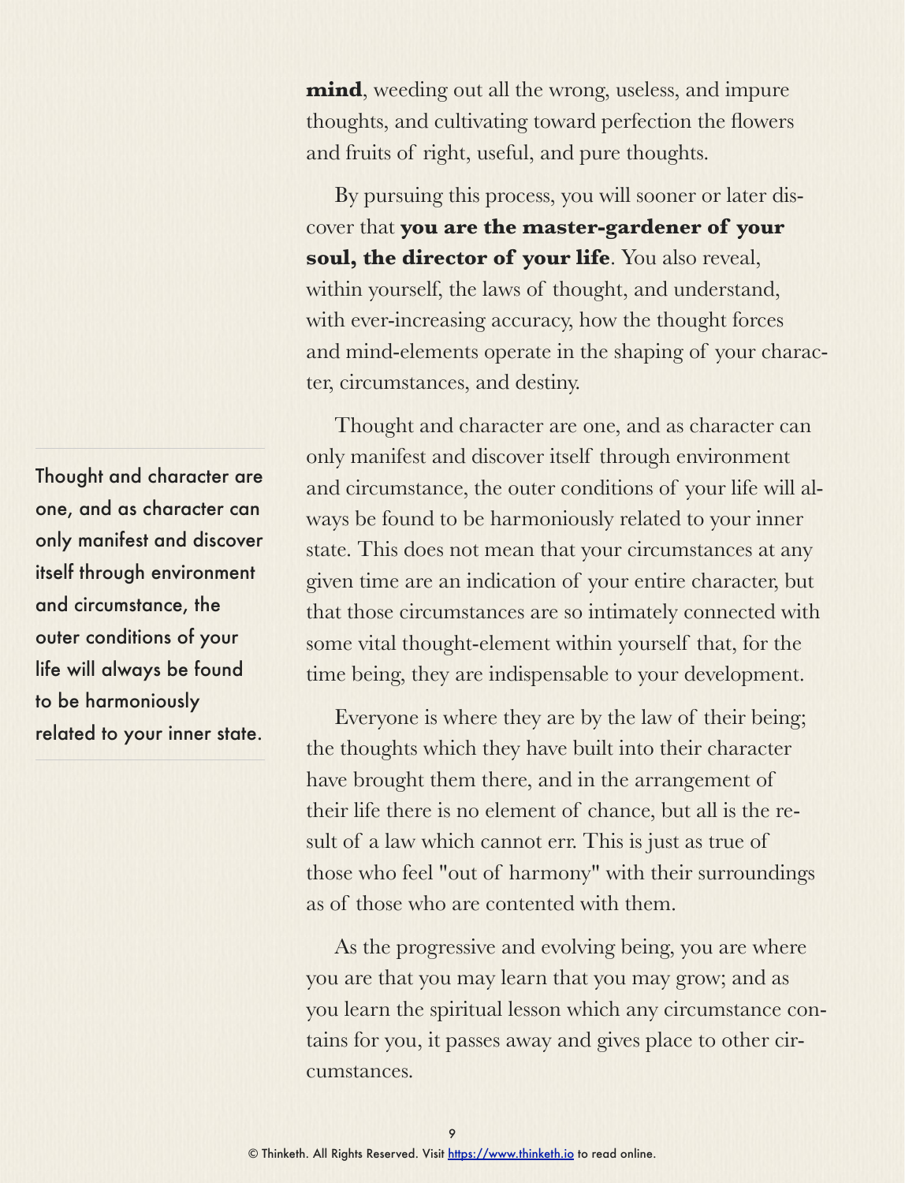**mind**, weeding out all the wrong, useless, and impure thoughts, and cultivating toward perfection the flowers and fruits of right, useful, and pure thoughts.

By pursuing this process, you will sooner or later discover that **you are the master-gardener of your soul, the director of your life**. You also reveal, within yourself, the laws of thought, and understand, with ever-increasing accuracy, how the thought forces and mind-elements operate in the shaping of your character, circumstances, and destiny.

> Thought and character are one, and as character can only manifest and discover itself through environment and circumstance, the outer conditions of your life will always be found to be harmoniously related to your inner state.

Thought and character are one, and as character can only manifest and discover itself through environment and circumstance, the outer conditions of your life will always be found to be harmoniously related to your inner state. This does not mean that your circumstances at any given time are an indication of your entire character, but that those circumstances are so intimately connected with some vital thought-element within yourself that, for the time being, they are indispensable to your development.

Everyone is where they are by the law of their being; the thoughts which they have built into their character have brought them there, and in the arrangement of their life there is no element of chance, but all is the result of a law which cannot err. This is just as true of those who feel "out of harmony" with their surroundings as of those who are contented with them.

As the progressive and evolving being, you are where you are that you may learn that you may grow; and as you learn the spiritual lesson which any circumstance contains for you, it passes away and gives place to other circumstances.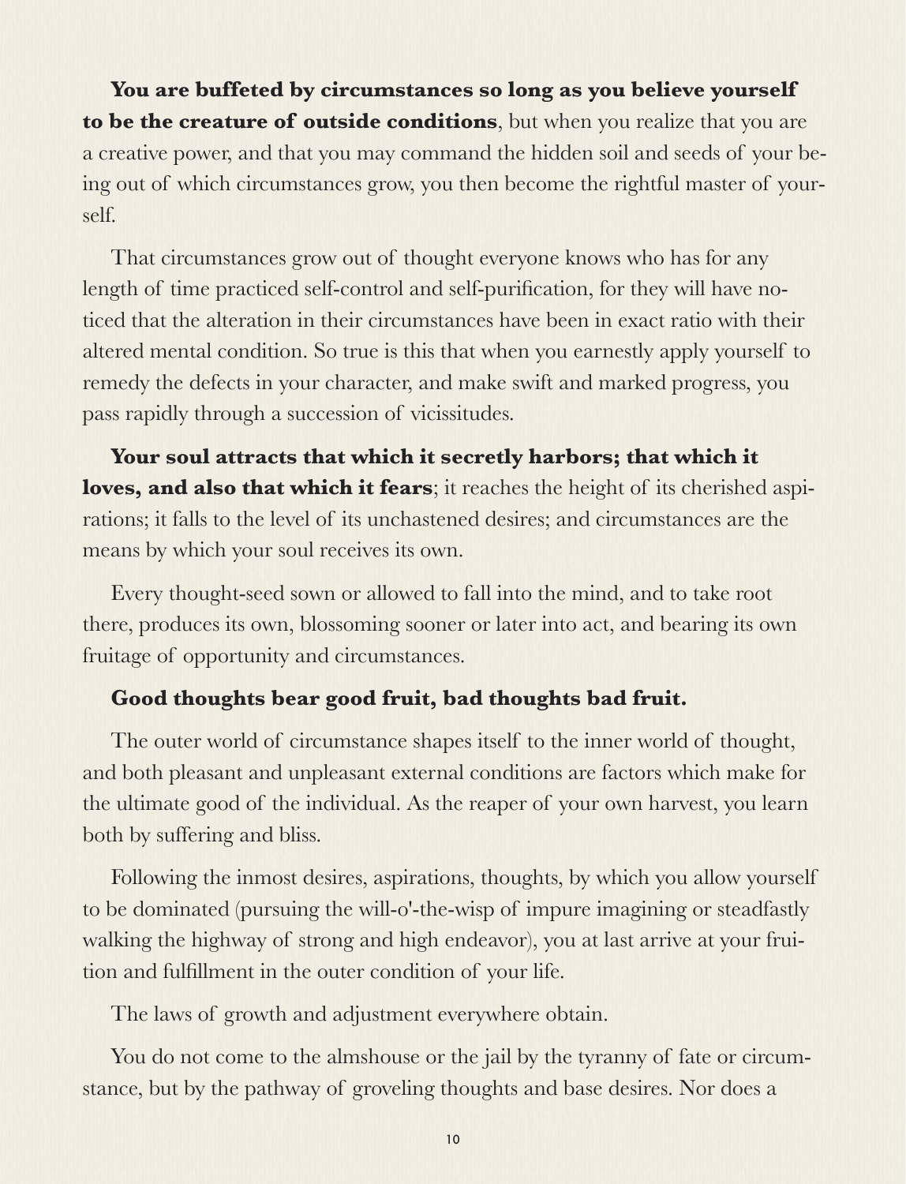**You are buffeted by circumstances so long as you believe yourself to be the creature of outside conditions**, but when you realize that you are a creative power, and that you may command the hidden soil and seeds of your being out of which circumstances grow, you then become the rightful master of yourself.

That circumstances grow out of thought everyone knows who has for any length of time practiced self-control and self-purification, for they will have noticed that the alteration in their circumstances have been in exact ratio with their altered mental condition. So true is this that when you earnestly apply yourself to remedy the defects in your character, and make swift and marked progress, you pass rapidly through a succession of vicissitudes.

**Your soul attracts that which it secretly harbors; that which it loves, and also that which it fears**; it reaches the height of its cherished aspirations; it falls to the level of its unchastened desires; and circumstances are the means by which your soul receives its own.

Every thought-seed sown or allowed to fall into the mind, and to take root there, produces its own, blossoming sooner or later into act, and bearing its own fruitage of opportunity and circumstances.

**Good thoughts bear good fruit, bad thoughts bad fruit.**

The outer world of circumstance shapes itself to the inner world of thought, and both pleasant and unpleasant external conditions are factors which make for the ultimate good of the individual. As the reaper of your own harvest, you learn both by suffering and bliss.

Following the inmost desires, aspirations, thoughts, by which you allow yourself to be dominated (pursuing the will-o'-the-wisp of impure imagining or steadfastly walking the highway of strong and high endeavor), you at last arrive at your fruition and fulfillment in the outer condition of your life.

The laws of growth and adjustment everywhere obtain.

You do not come to the almshouse or the jail by the tyranny of fate or circumstance, but by the pathway of groveling thoughts and base desires. Nor does a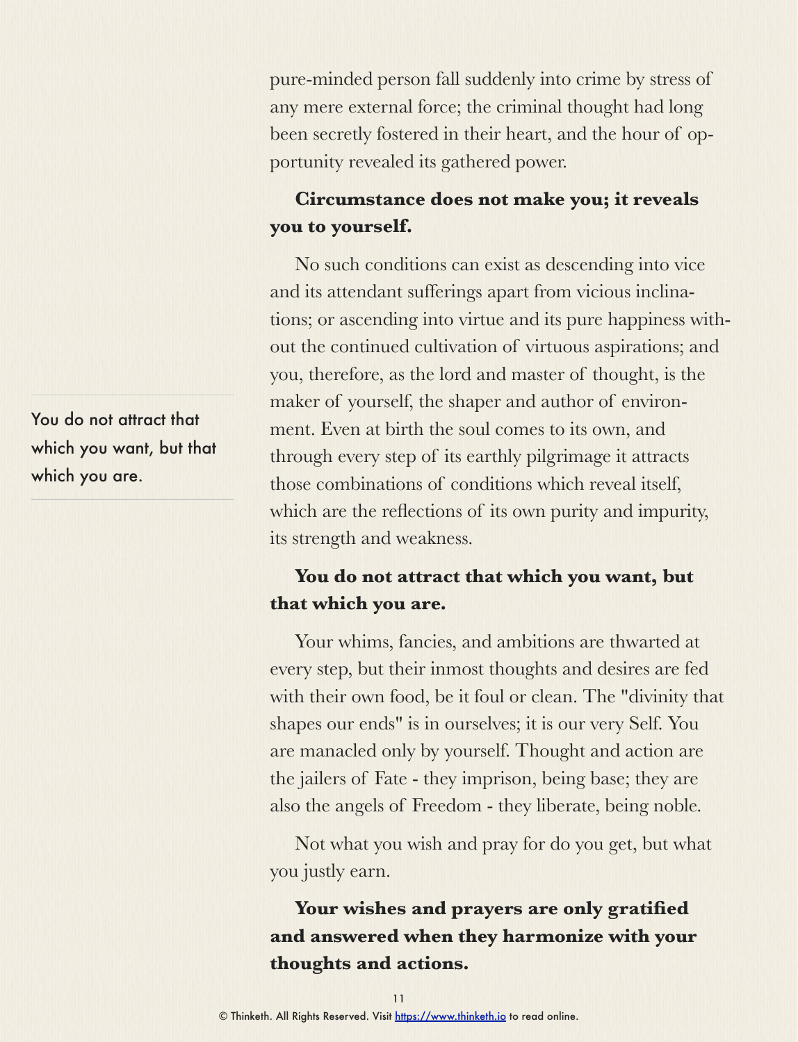pure-minded person fall suddenly into crime by stress of any mere external force; the criminal thought had long been secretly fostered in their heart, and the hour of opportunity revealed its gathered power.

**Circumstance does not make you; it reveals you to yourself.**

No such conditions can exist as descending into vice and its attendant sufferings apart from vicious inclinations; or ascending into virtue and its pure happiness without the continued cultivation of virtuous aspirations; and you, therefore, as the lord and master of thought, is the maker of yourself, the shaper and author of environment. Even at birth the soul comes to its own, and through every step of its earthly pilgrimage it attracts those combinations of conditions which reveal itself, which are the reflections of its own purity and impurity, its strength and weakness.

> You do not attract that which you want, but that which you are.

**You do not attract that which you want, but that which you are.**

Your whims, fancies, and ambitions are thwarted at every step, but their inmost thoughts and desires are fed with their own food, be it foul or clean. The "divinity that shapes our ends" is in ourselves; it is our very Self. You are manacled only by yourself. Thought and action are the jailers of Fate - they imprison, being base; they are also the angels of Freedom - they liberate, being noble.

Not what you wish and pray for do you get, but what you justly earn.

**Your wishes and prayers are only gratified and answered when they harmonize with your thoughts and actions.**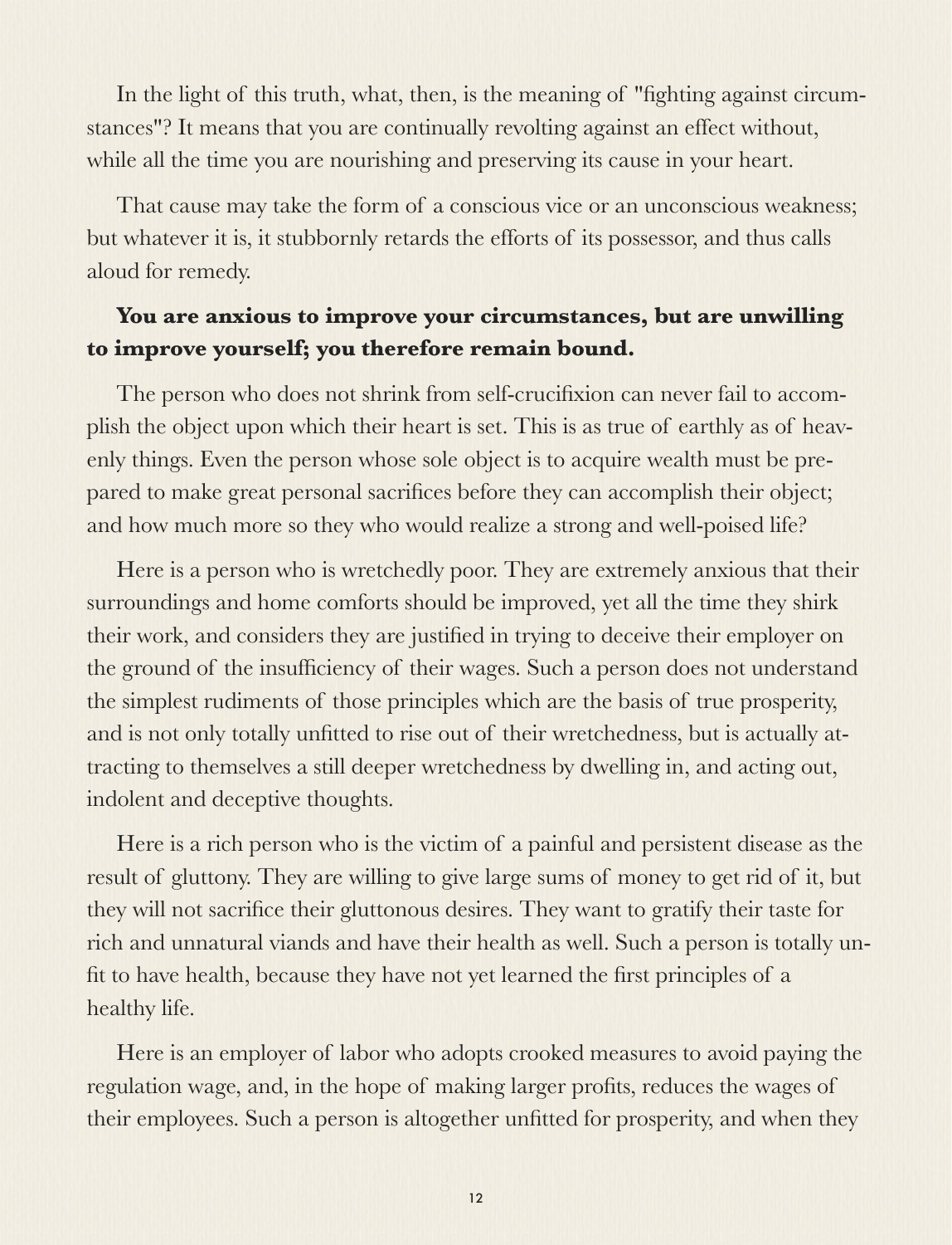In the light of this truth, what, then, is the meaning of "fighting against circumstances"? It means that you are continually revolting against an effect without, while all the time you are nourishing and preserving its cause in your heart.

That cause may take the form of a conscious vice or an unconscious weakness; but whatever it is, it stubbornly retards the efforts of its possessor, and thus calls aloud for remedy.

**You are anxious to improve your circumstances, but are unwilling to improve yourself; you therefore remain bound.**

The person who does not shrink from self-crucifixion can never fail to accomplish the object upon which their heart is set. This is as true of earthly as of heavenly things. Even the person whose sole object is to acquire wealth must be prepared to make great personal sacrifices before they can accomplish their object; and how much more so they who would realize a strong and well-poised life?

Here is a person who is wretchedly poor. They are extremely anxious that their surroundings and home comforts should be improved, yet all the time they shirk their work, and considers they are justified in trying to deceive their employer on the ground of the insufficiency of their wages. Such a person does not understand the simplest rudiments of those principles which are the basis of true prosperity, and is not only totally unfitted to rise out of their wretchedness, but is actually attracting to themselves a still deeper wretchedness by dwelling in, and acting out, indolent and deceptive thoughts.

Here is a rich person who is the victim of a painful and persistent disease as the result of gluttony. They are willing to give large sums of money to get rid of it, but they will not sacrifice their gluttonous desires. They want to gratify their taste for rich and unnatural viands and have their health as well. Such a person is totally unfit to have health, because they have not yet learned the first principles of a healthy life.

Here is an employer of labor who adopts crooked measures to avoid paying the regulation wage, and, in the hope of making larger profits, reduces the wages of their employees. Such a person is altogether unfitted for prosperity, and when they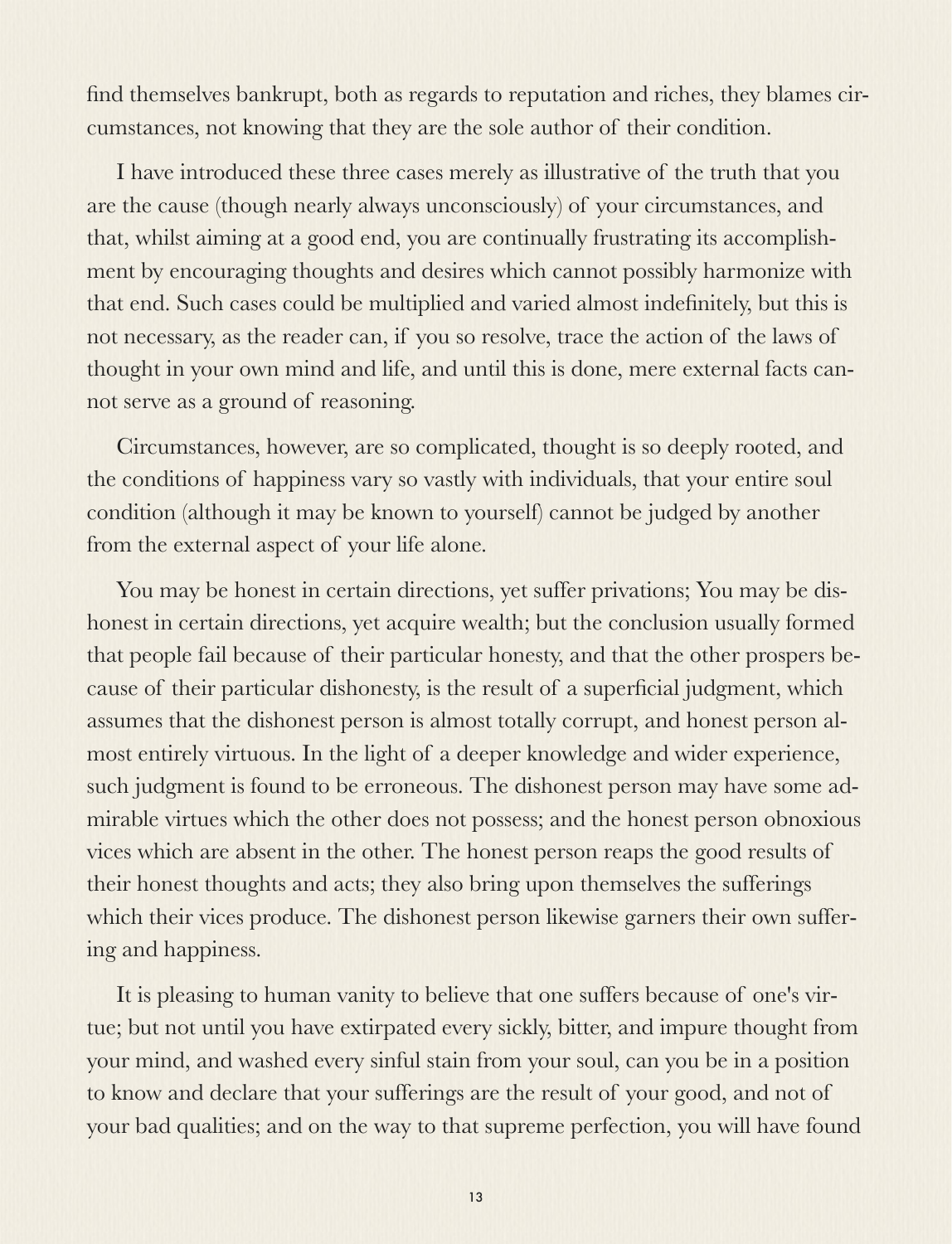find themselves bankrupt, both as regards to reputation and riches, they blames circumstances, not knowing that they are the sole author of their condition.

I have introduced these three cases merely as illustrative of the truth that you are the cause (though nearly always unconsciously) of your circumstances, and that, whilst aiming at a good end, you are continually frustrating its accomplishment by encouraging thoughts and desires which cannot possibly harmonize with that end. Such cases could be multiplied and varied almost indefinitely, but this is not necessary, as the reader can, if you so resolve, trace the action of the laws of thought in your own mind and life, and until this is done, mere external facts cannot serve as a ground of reasoning.

Circumstances, however, are so complicated, thought is so deeply rooted, and the conditions of happiness vary so vastly with individuals, that your entire soul condition (although it may be known to yourself) cannot be judged by another from the external aspect of your life alone.

You may be honest in certain directions, yet suffer privations; You may be dishonest in certain directions, yet acquire wealth; but the conclusion usually formed that people fail because of their particular honesty, and that the other prospers because of their particular dishonesty, is the result of a superficial judgment, which assumes that the dishonest person is almost totally corrupt, and honest person almost entirely virtuous. In the light of a deeper knowledge and wider experience, such judgment is found to be erroneous. The dishonest person may have some admirable virtues which the other does not possess; and the honest person obnoxious vices which are absent in the other. The honest person reaps the good results of their honest thoughts and acts; they also bring upon themselves the sufferings which their vices produce. The dishonest person likewise garners their own suffering and happiness.

It is pleasing to human vanity to believe that one suffers because of one's virtue; but not until you have extirpated every sickly, bitter, and impure thought from your mind, and washed every sinful stain from your soul, can you be in a position to know and declare that your sufferings are the result of your good, and not of your bad qualities; and on the way to that supreme perfection, you will have found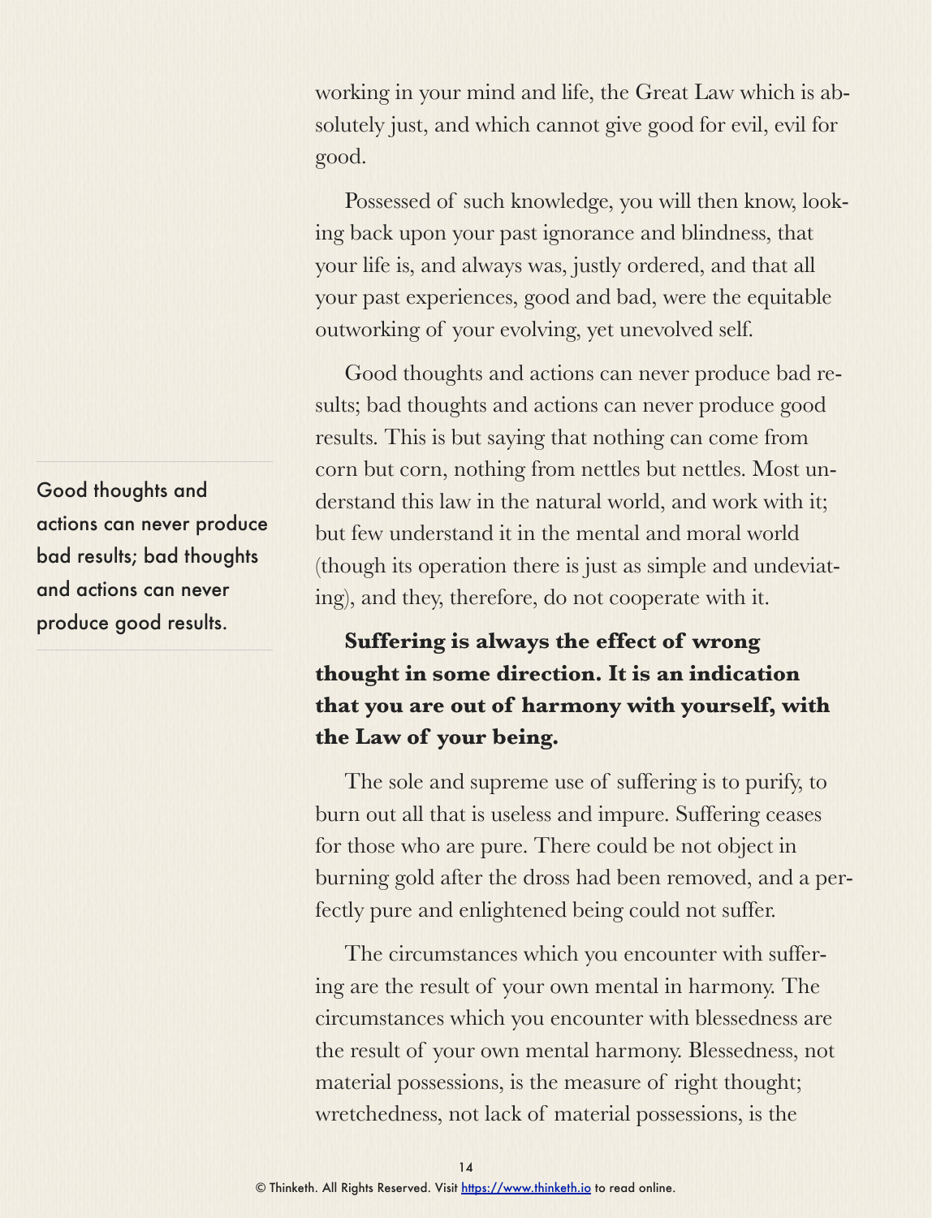working in your mind and life, the Great Law which is absolutely just, and which cannot give good for evil, evil for good.

Possessed of such knowledge, you will then know, looking back upon your past ignorance and blindness, that your life is, and always was, justly ordered, and that all your past experiences, good and bad, were the equitable outworking of your evolving, yet unevolved self.

Good thoughts and actions can never produce bad results; bad thoughts and actions can never produce good results. This is but saying that nothing can come from corn but corn, nothing from nettles but nettles. Most understand this law in the natural world, and work with it; but few understand it in the mental and moral world (though its operation there is just as simple and undeviating), and they, therefore, do not cooperate with it.

> Good thoughts and actions can never produce bad results; bad thoughts and actions can never produce good results.

**Suffering is always the effect of wrong thought in some direction. It is an indication that you are out of harmony with yourself, with the Law of your being.**

The sole and supreme use of suffering is to purify, to burn out all that is useless and impure. Suffering ceases for those who are pure. There could be not object in burning gold after the dross had been removed, and a perfectly pure and enlightened being could not suffer.

The circumstances which you encounter with suffering are the result of your own mental in harmony. The circumstances which you encounter with blessedness are the result of your own mental harmony. Blessedness, not material possessions, is the measure of right thought; wretchedness, not lack of material possessions, is the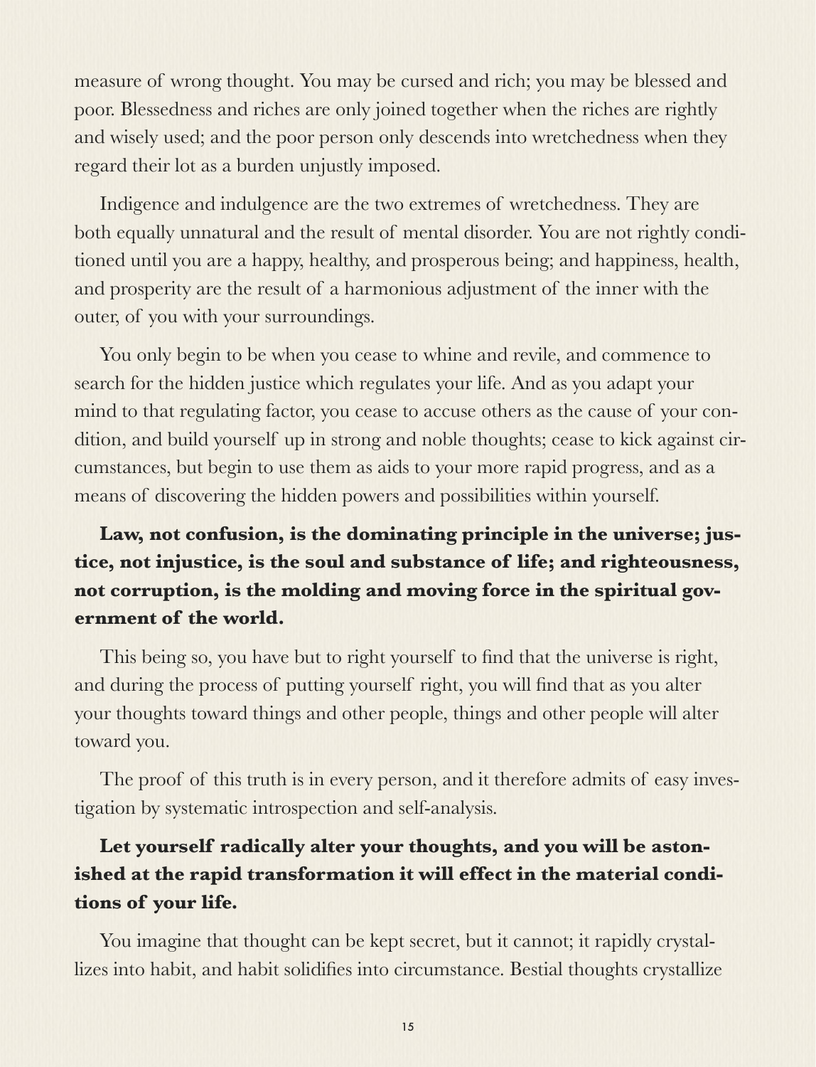measure of wrong thought. You may be cursed and rich; you may be blessed and poor. Blessedness and riches are only joined together when the riches are rightly and wisely used; and the poor person only descends into wretchedness when they regard their lot as a burden unjustly imposed.

Indigence and indulgence are the two extremes of wretchedness. They are both equally unnatural and the result of mental disorder. You are not rightly conditioned until you are a happy, healthy, and prosperous being; and happiness, health, and prosperity are the result of a harmonious adjustment of the inner with the outer, of you with your surroundings.

You only begin to be when you cease to whine and revile, and commence to search for the hidden justice which regulates your life. And as you adapt your mind to that regulating factor, you cease to accuse others as the cause of your condition, and build yourself up in strong and noble thoughts; cease to kick against circumstances, but begin to use them as aids to your more rapid progress, and as a means of discovering the hidden powers and possibilities within yourself.

**Law, not confusion, is the dominating principle in the universe; justice, not injustice, is the soul and substance of life; and righteousness, not corruption, is the molding and moving force in the spiritual government of the world.**

This being so, you have but to right yourself to find that the universe is right, and during the process of putting yourself right, you will find that as you alter your thoughts toward things and other people, things and other people will alter toward you.

The proof of this truth is in every person, and it therefore admits of easy investigation by systematic introspection and self-analysis.

**Let yourself radically alter your thoughts, and you will be astonished at the rapid transformation it will effect in the material conditions of your life.**

You imagine that thought can be kept secret, but it cannot; it rapidly crystallizes into habit, and habit solidifies into circumstance. Bestial thoughts crystallize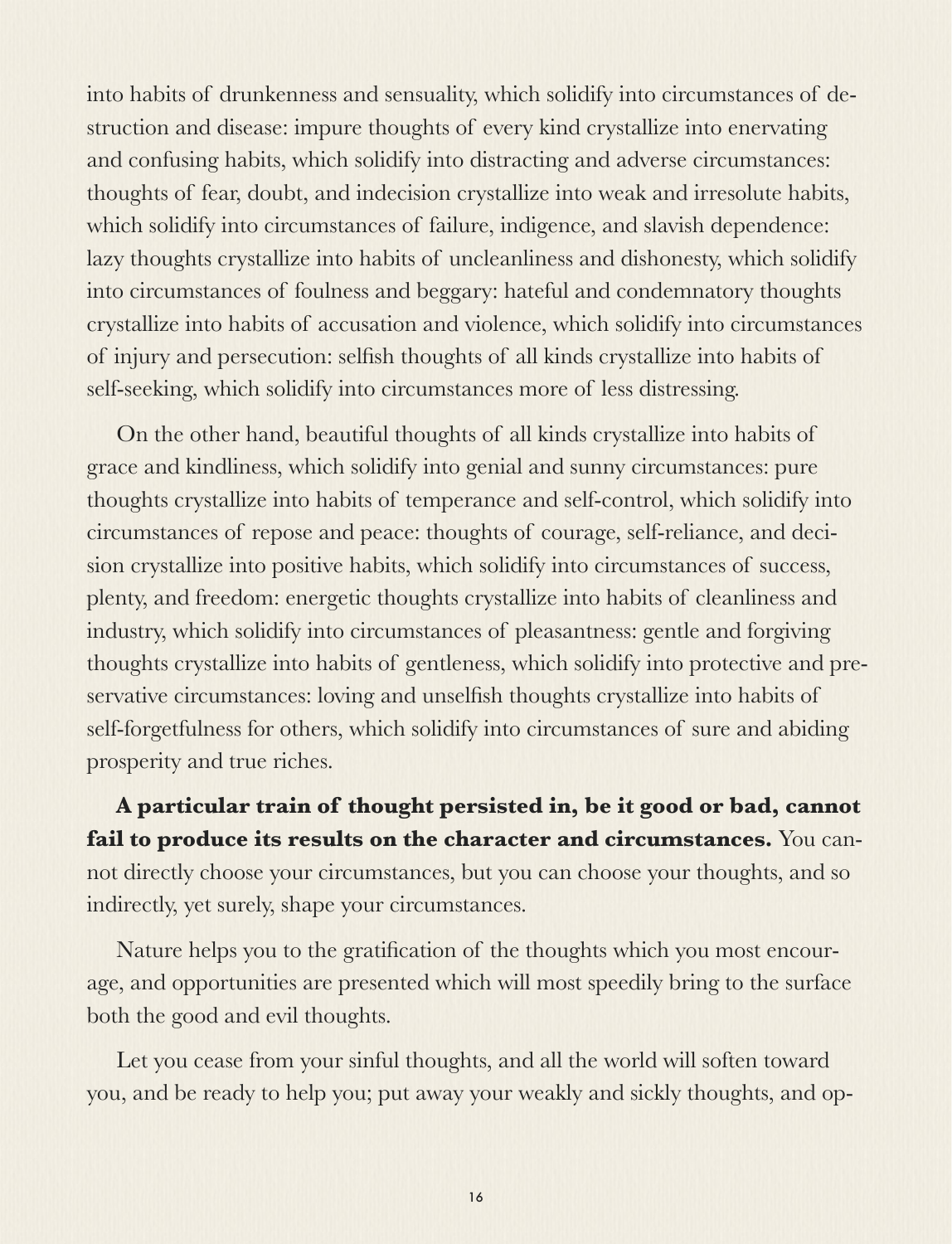into habits of drunkenness and sensuality, which solidify into circumstances of destruction and disease: impure thoughts of every kind crystallize into enervating and confusing habits, which solidify into distracting and adverse circumstances: thoughts of fear, doubt, and indecision crystallize into weak and irresolute habits, which solidify into circumstances of failure, indigence, and slavish dependence: lazy thoughts crystallize into habits of uncleanliness and dishonesty, which solidify into circumstances of foulness and beggary: hateful and condemnatory thoughts crystallize into habits of accusation and violence, which solidify into circumstances of injury and persecution: selfish thoughts of all kinds crystallize into habits of self-seeking, which solidify into circumstances more of less distressing.

On the other hand, beautiful thoughts of all kinds crystallize into habits of grace and kindliness, which solidify into genial and sunny circumstances: pure thoughts crystallize into habits of temperance and self-control, which solidify into circumstances of repose and peace: thoughts of courage, self-reliance, and decision crystallize into positive habits, which solidify into circumstances of success, plenty, and freedom: energetic thoughts crystallize into habits of cleanliness and industry, which solidify into circumstances of pleasantness: gentle and forgiving thoughts crystallize into habits of gentleness, which solidify into protective and preservative circumstances: loving and unselfish thoughts crystallize into habits of self-forgetfulness for others, which solidify into circumstances of sure and abiding prosperity and true riches.

**A particular train of thought persisted in, be it good or bad, cannot fail to produce its results on the character and circumstances.** You cannot directly choose your circumstances, but you can choose your thoughts, and so indirectly, yet surely, shape your circumstances.

Nature helps you to the gratification of the thoughts which you most encourage, and opportunities are presented which will most speedily bring to the surface both the good and evil thoughts.

Let you cease from your sinful thoughts, and all the world will soften toward you, and be ready to help you; put away your weakly and sickly thoughts, and op-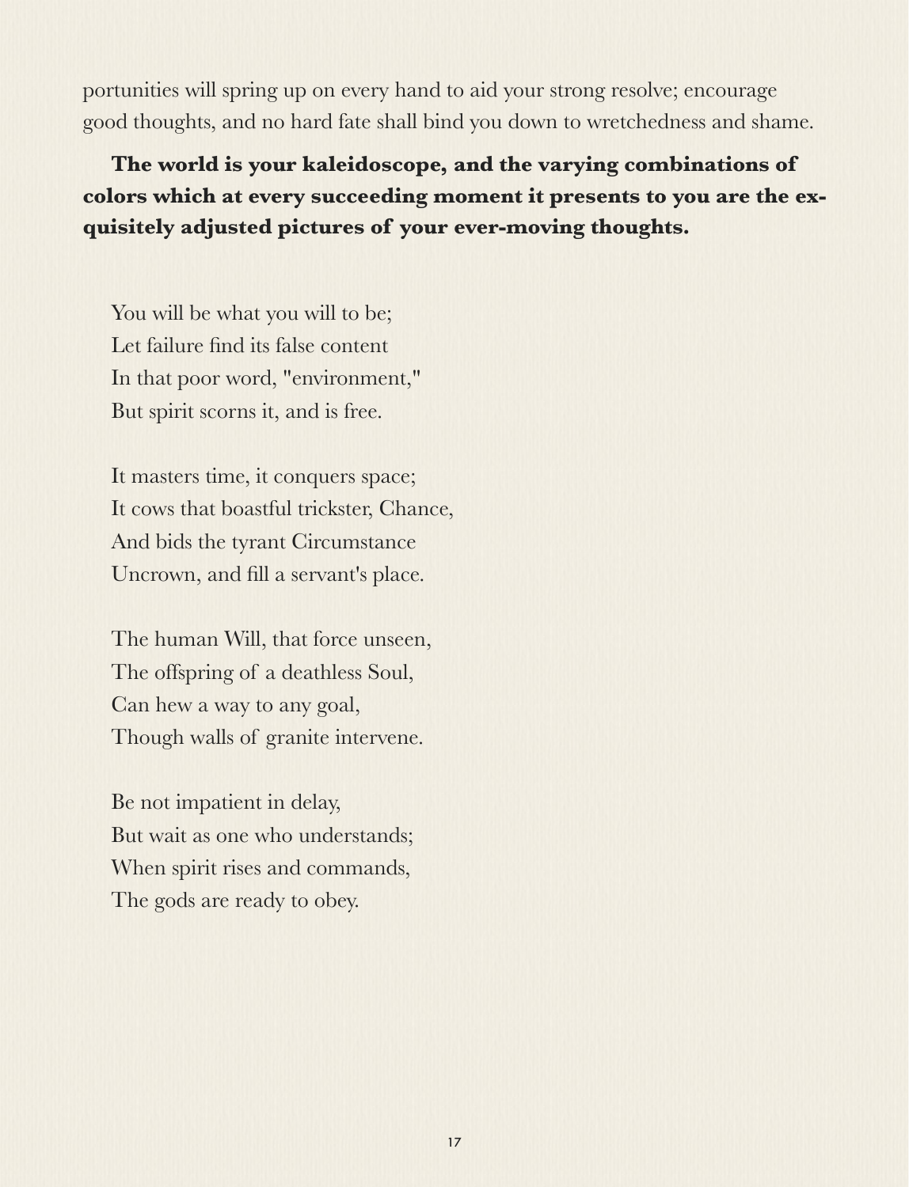portunities will spring up on every hand to aid your strong resolve; encourage good thoughts, and no hard fate shall bind you down to wretchedness and shame.

**The world is your kaleidoscope, and the varying combinations of colors which at every succeeding moment it presents to you are the exquisitely adjusted pictures of your ever-moving thoughts.**

You will be what you will to be;  
Let failure find its false content  
In that poor word, "environment,"  
But spirit scorns it, and is free.

It masters time, it conquers space;  
It cows that boastful trickster, Chance,  
And bids the tyrant Circumstance  
Uncrown, and fill a servant's place.

The human Will, that force unseen,  
The offspring of a deathless Soul,  
Can hew a way to any goal,  
Though walls of granite intervene.

Be not impatient in delay,  
But wait as one who understands;  
When spirit rises and commands,  
The gods are ready to obey.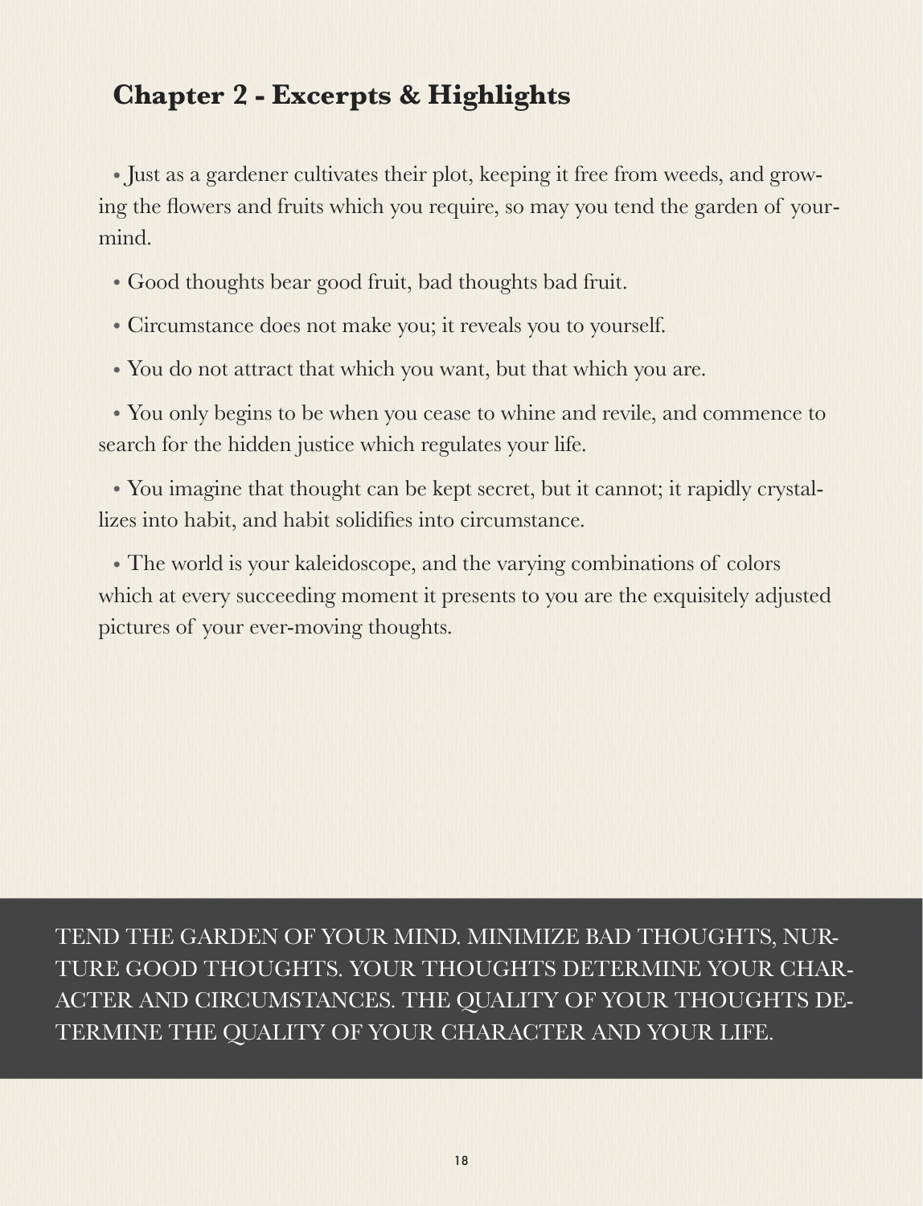## Chapter 2 - Excerpts & Highlights

- Just as a gardener cultivates their plot, keeping it free from weeds, and growing the flowers and fruits which you require, so may you tend the garden of your-mind.
- Good thoughts bear good fruit, bad thoughts bad fruit.
- Circumstance does not make you; it reveals you to yourself.
- You do not attract that which you want, but that which you are.
- You only begins to be when you cease to whine and revile, and commence to search for the hidden justice which regulates your life.
- You imagine that thought can be kept secret, but it cannot; it rapidly crystallizes into habit, and habit solidifies into circumstance.
- The world is your kaleidoscope, and the varying combinations of colors which at every succeeding moment it presents to you are the exquisitely adjusted pictures of your ever-moving thoughts.

TEND THE GARDEN OF YOUR MIND. MINIMIZE BAD THOUGHTS, NURTURE GOOD THOUGHTS. YOUR THOUGHTS DETERMINE YOUR CHARACTER AND CIRCUMSTANCES. THE QUALITY OF YOUR THOUGHTS DETERMINE THE QUALITY OF YOUR CHARACTER AND YOUR LIFE.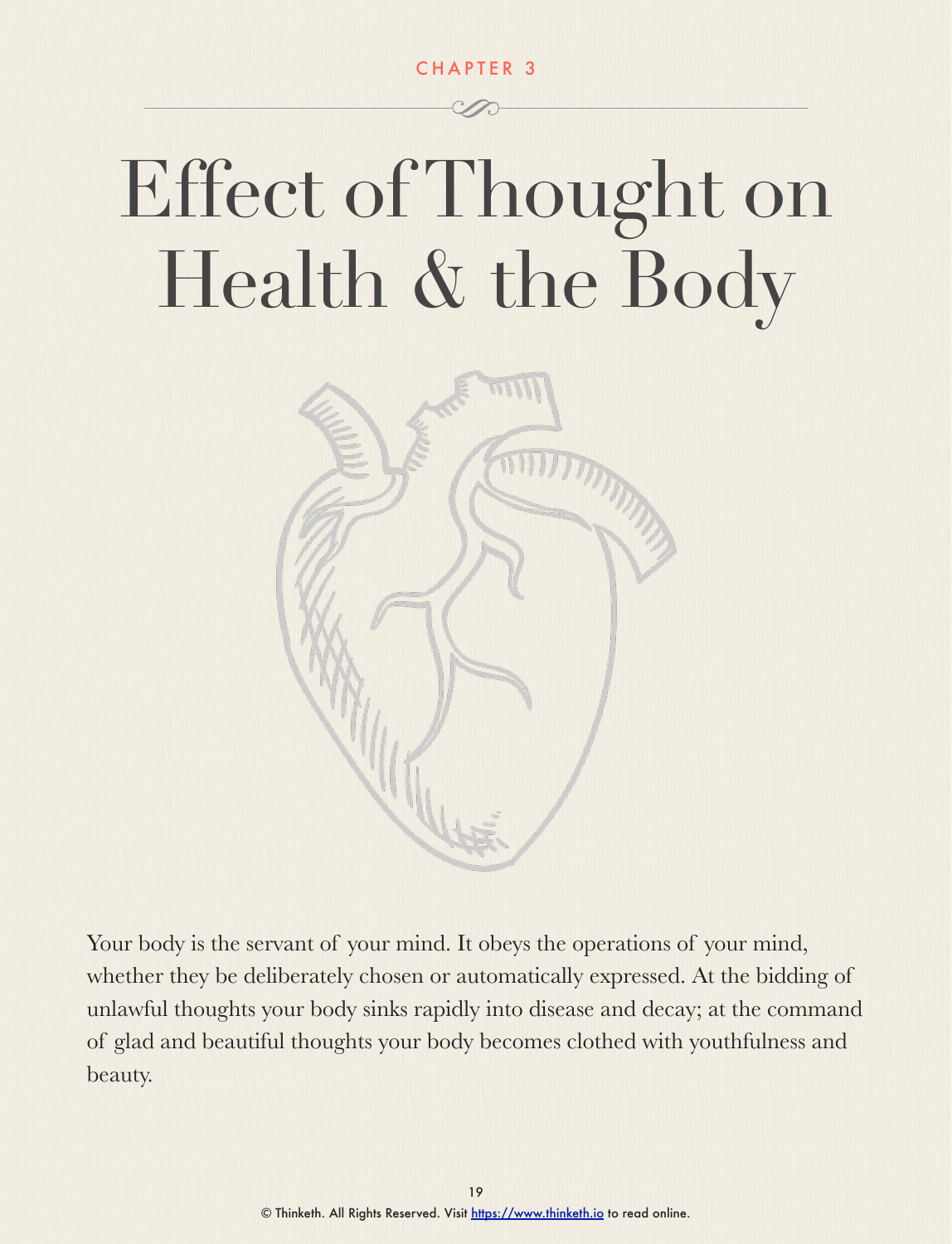CHAPTER 3

# Effect of Thought on Health & the Body

Your body is the servant of your mind. It obeys the operations of your mind, whether they be deliberately chosen or automatically expressed. At the bidding of unlawful thoughts your body sinks rapidly into disease and decay; at the command of glad and beautiful thoughts your body becomes clothed with youthfulness and beauty.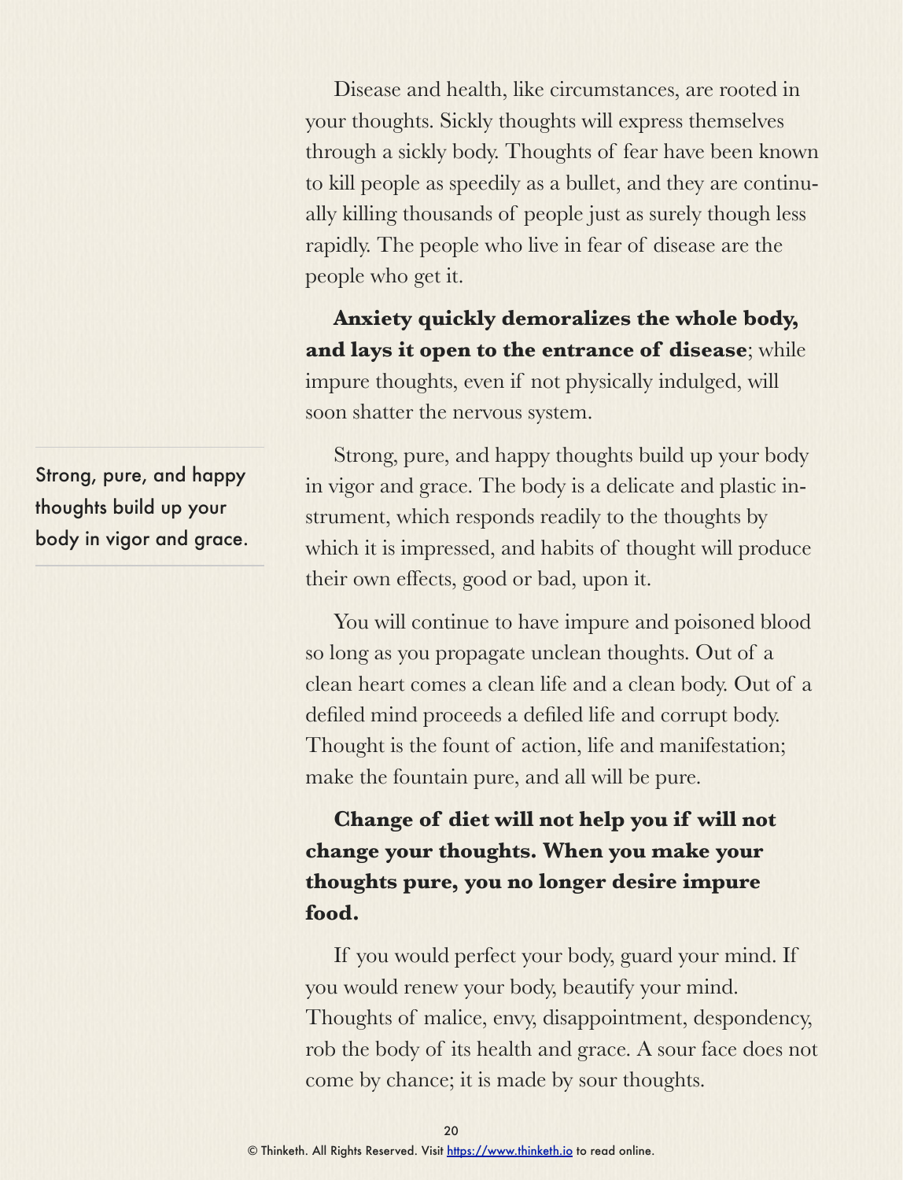Disease and health, like circumstances, are rooted in your thoughts. Sickly thoughts will express themselves through a sickly body. Thoughts of fear have been known to kill people as speedily as a bullet, and they are continually killing thousands of people just as surely though less rapidly. The people who live in fear of disease are the people who get it.

**Anxiety quickly demoralizes the whole body, and lays it open to the entrance of disease**; while impure thoughts, even if not physically indulged, will soon shatter the nervous system.

> Strong, pure, and happy thoughts build up your body in vigor and grace.

Strong, pure, and happy thoughts build up your body in vigor and grace. The body is a delicate and plastic instrument, which responds readily to the thoughts by which it is impressed, and habits of thought will produce their own effects, good or bad, upon it.

You will continue to have impure and poisoned blood so long as you propagate unclean thoughts. Out of a clean heart comes a clean life and a clean body. Out of a defiled mind proceeds a defiled life and corrupt body. Thought is the fount of action, life and manifestation; make the fountain pure, and all will be pure.

**Change of diet will not help you if will not change your thoughts. When you make your thoughts pure, you no longer desire impure food.**

If you would perfect your body, guard your mind. If you would renew your body, beautify your mind. Thoughts of malice, envy, disappointment, despondency, rob the body of its health and grace. A sour face does not come by chance; it is made by sour thoughts.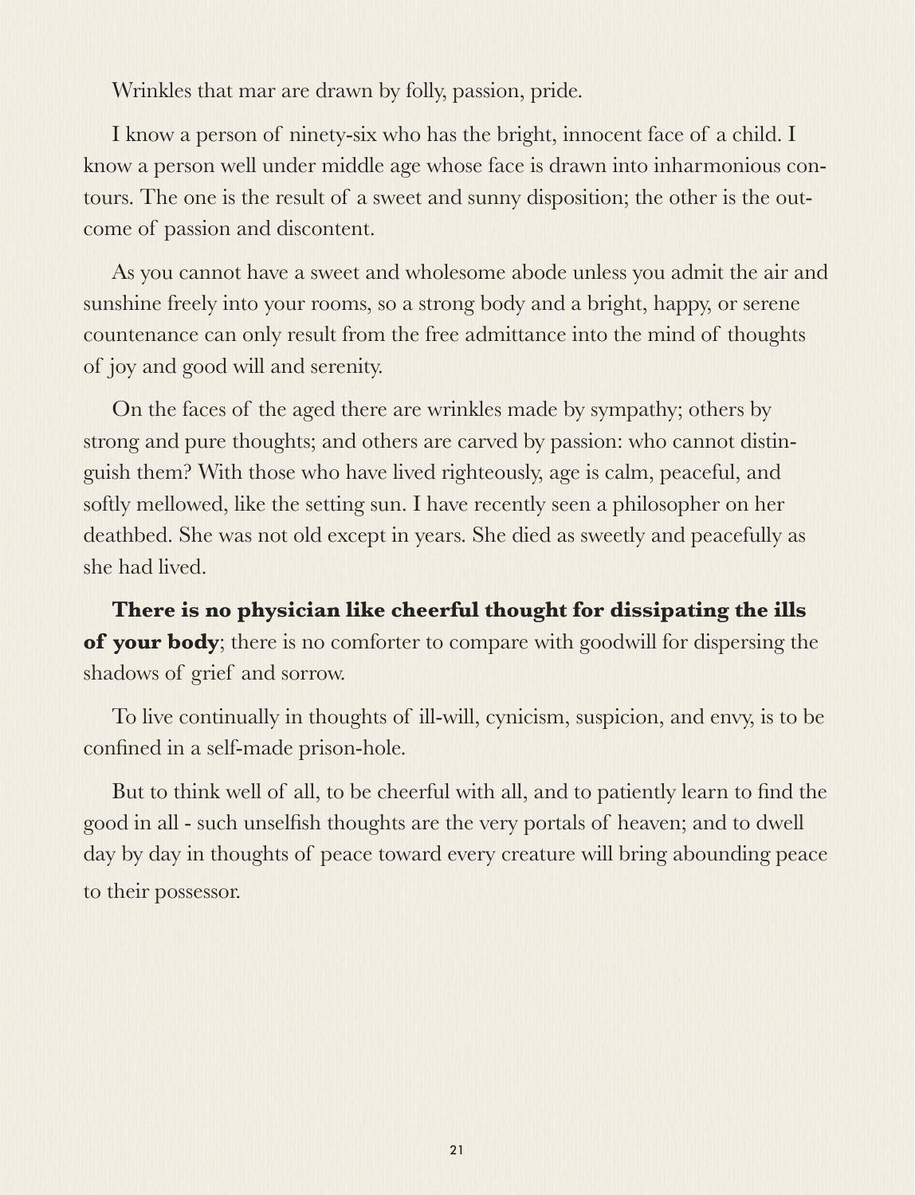Wrinkles that mar are drawn by folly, passion, pride.

I know a person of ninety-six who has the bright, innocent face of a child. I know a person well under middle age whose face is drawn into inharmonious contours. The one is the result of a sweet and sunny disposition; the other is the outcome of passion and discontent.

As you cannot have a sweet and wholesome abode unless you admit the air and sunshine freely into your rooms, so a strong body and a bright, happy, or serene countenance can only result from the free admittance into the mind of thoughts of joy and good will and serenity.

On the faces of the aged there are wrinkles made by sympathy; others by strong and pure thoughts; and others are carved by passion: who cannot distinguish them? With those who have lived righteously, age is calm, peaceful, and softly mellowed, like the setting sun. I have recently seen a philosopher on her deathbed. She was not old except in years. She died as sweetly and peacefully as she had lived.

**There is no physician like cheerful thought for dissipating the ills of your body**; there is no comforter to compare with goodwill for dispersing the shadows of grief and sorrow.

To live continually in thoughts of ill-will, cynicism, suspicion, and envy, is to be confined in a self-made prison-hole.

But to think well of all, to be cheerful with all, and to patiently learn to find the good in all - such unselfish thoughts are the very portals of heaven; and to dwell day by day in thoughts of peace toward every creature will bring abounding peace to their possessor.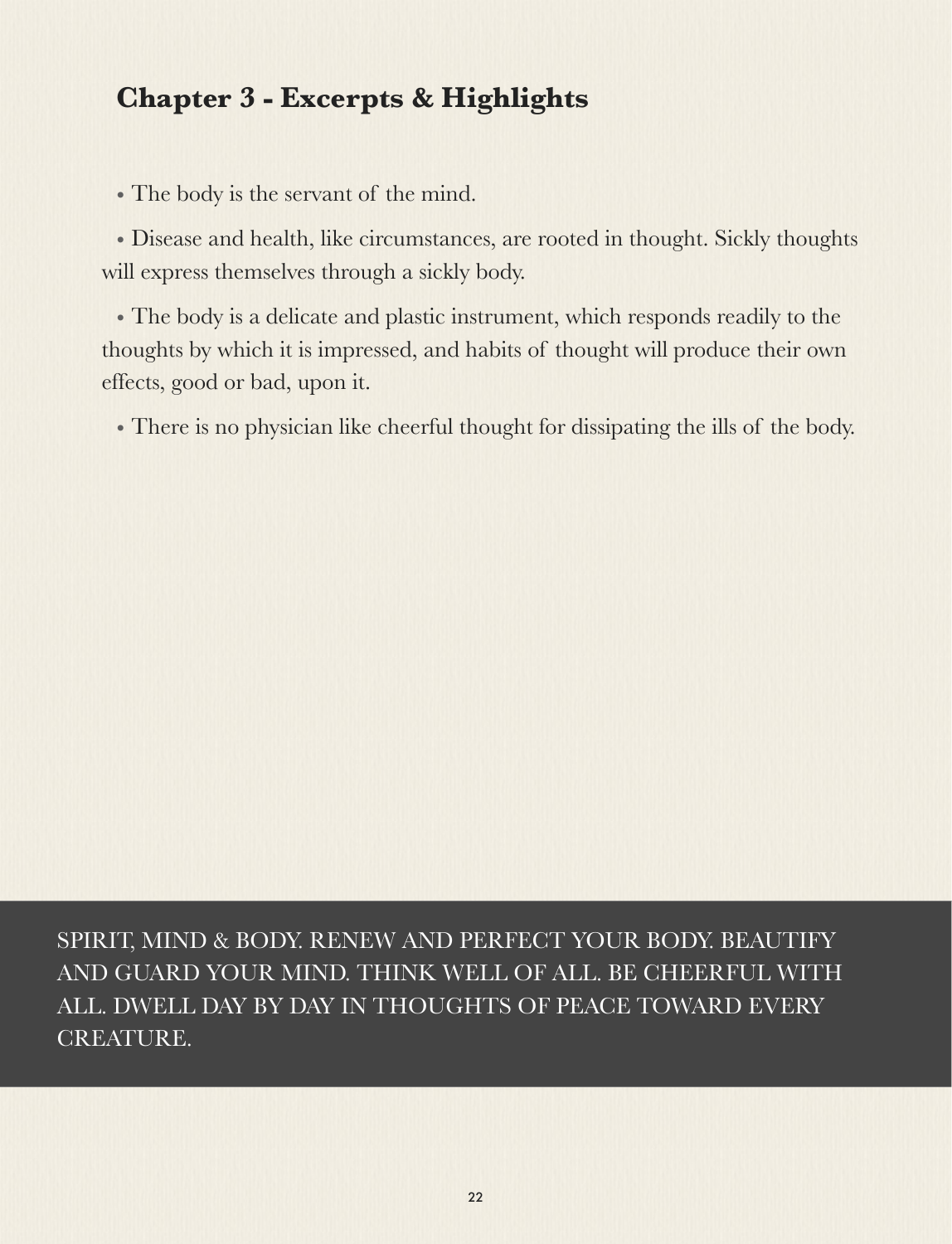## Chapter 3 - Excerpts & Highlights

- The body is the servant of the mind.
- Disease and health, like circumstances, are rooted in thought. Sickly thoughts will express themselves through a sickly body.
- The body is a delicate and plastic instrument, which responds readily to the thoughts by which it is impressed, and habits of thought will produce their own effects, good or bad, upon it.
- There is no physician like cheerful thought for dissipating the ills of the body.

SPIRIT, MIND & BODY. RENEW AND PERFECT YOUR BODY. BEAUTIFY AND GUARD YOUR MIND. THINK WELL OF ALL. BE CHEERFUL WITH ALL. DWELL DAY BY DAY IN THOUGHTS OF PEACE TOWARD EVERY CREATURE.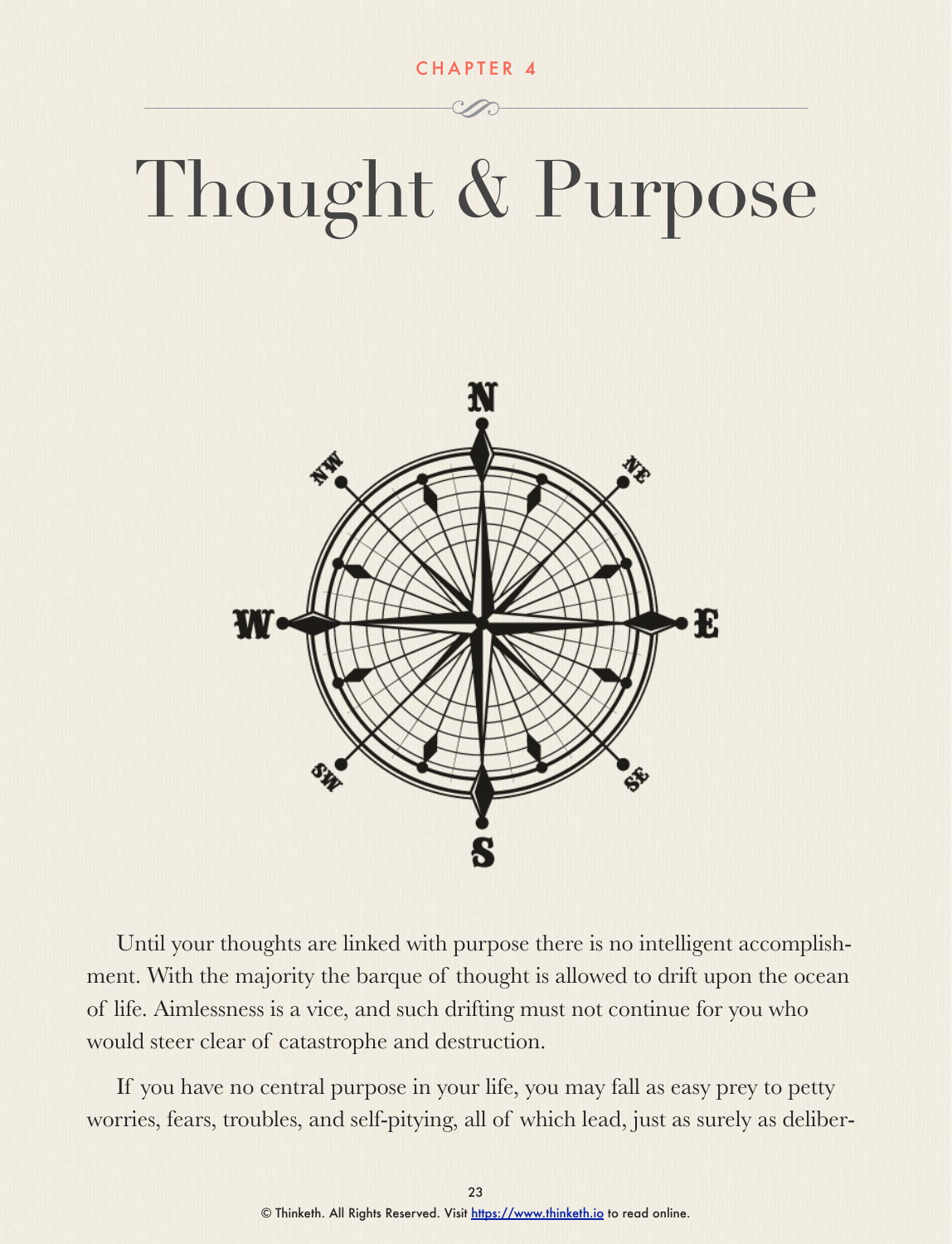CHAPTER 4

# Thought & Purpose

Until your thoughts are linked with purpose there is no intelligent accomplishment. With the majority the barque of thought is allowed to drift upon the ocean of life. Aimlessness is a vice, and such drifting must not continue for you who would steer clear of catastrophe and destruction.

If you have no central purpose in your life, you may fall as easy prey to petty worries, fears, troubles, and self-pitying, all of which lead, just as surely as deliber-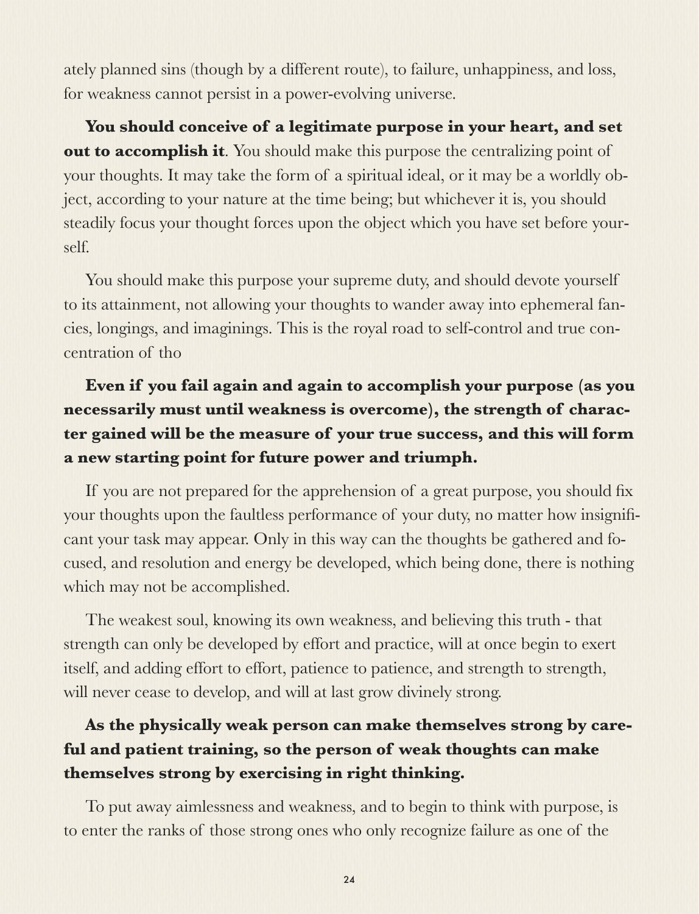ately planned sins (though by a different route), to failure, unhappiness, and loss, for weakness cannot persist in a power-evolving universe.

**You should conceive of a legitimate purpose in your heart, and set out to accomplish it**. You should make this purpose the centralizing point of your thoughts. It may take the form of a spiritual ideal, or it may be a worldly object, according to your nature at the time being; but whichever it is, you should steadily focus your thought forces upon the object which you have set before yourself.

You should make this purpose your supreme duty, and should devote yourself to its attainment, not allowing your thoughts to wander away into ephemeral fancies, longings, and imaginings. This is the royal road to self-control and true concentration of tho

**Even if you fail again and again to accomplish your purpose (as you necessarily must until weakness is overcome), the strength of character gained will be the measure of your true success, and this will form a new starting point for future power and triumph.**

If you are not prepared for the apprehension of a great purpose, you should fix your thoughts upon the faultless performance of your duty, no matter how insignificant your task may appear. Only in this way can the thoughts be gathered and focused, and resolution and energy be developed, which being done, there is nothing which may not be accomplished.

The weakest soul, knowing its own weakness, and believing this truth - that strength can only be developed by effort and practice, will at once begin to exert itself, and adding effort to effort, patience to patience, and strength to strength, will never cease to develop, and will at last grow divinely strong.

**As the physically weak person can make themselves strong by careful and patient training, so the person of weak thoughts can make themselves strong by exercising in right thinking.**

To put away aimlessness and weakness, and to begin to think with purpose, is to enter the ranks of those strong ones who only recognize failure as one of the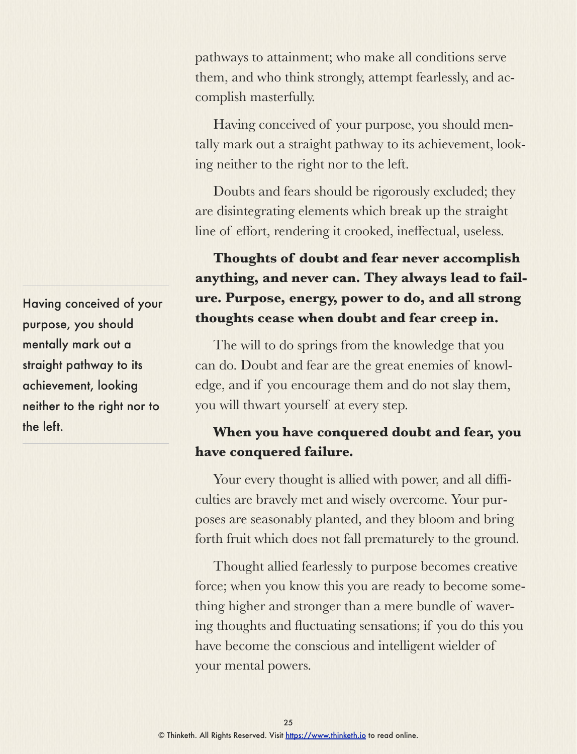pathways to attainment; who make all conditions serve them, and who think strongly, attempt fearlessly, and accomplish masterfully.

Having conceived of your purpose, you should mentally mark out a straight pathway to its achievement, looking neither to the right nor to the left.

> Having conceived of your purpose, you should mentally mark out a straight pathway to its achievement, looking neither to the right nor to the left.

Doubts and fears should be rigorously excluded; they are disintegrating elements which break up the straight line of effort, rendering it crooked, ineffectual, useless.

**Thoughts of doubt and fear never accomplish anything, and never can. They always lead to failure. Purpose, energy, power to do, and all strong thoughts cease when doubt and fear creep in.**

The will to do springs from the knowledge that you can do. Doubt and fear are the great enemies of knowledge, and if you encourage them and do not slay them, you will thwart yourself at every step.

**When you have conquered doubt and fear, you have conquered failure.**

Your every thought is allied with power, and all difficulties are bravely met and wisely overcome. Your purposes are seasonably planted, and they bloom and bring forth fruit which does not fall prematurely to the ground.

Thought allied fearlessly to purpose becomes creative force; when you know this you are ready to become something higher and stronger than a mere bundle of wavering thoughts and fluctuating sensations; if you do this you have become the conscious and intelligent wielder of your mental powers.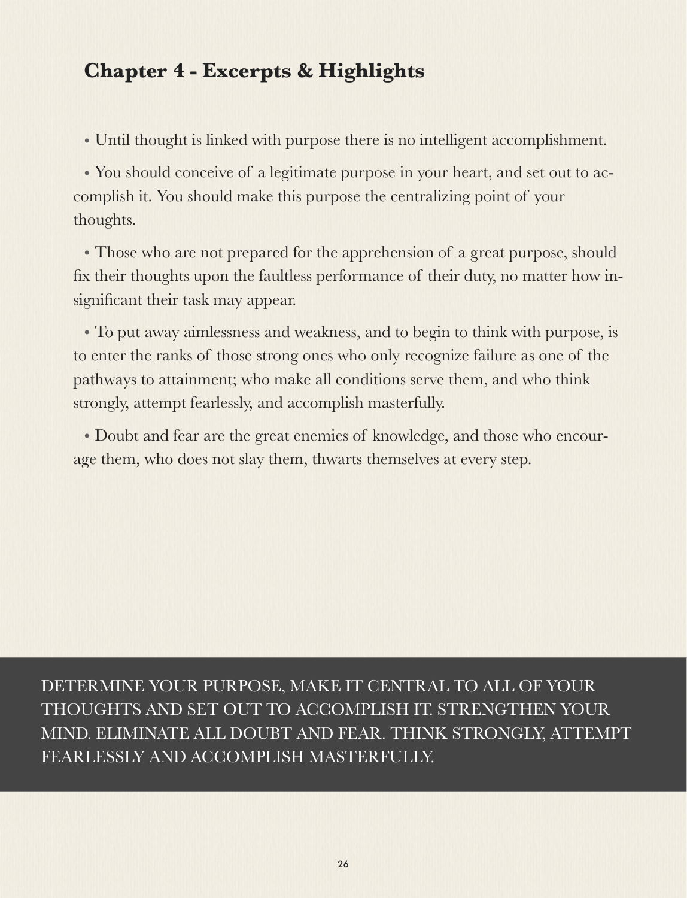## Chapter 4 - Excerpts & Highlights

- Until thought is linked with purpose there is no intelligent accomplishment.
- You should conceive of a legitimate purpose in your heart, and set out to accomplish it. You should make this purpose the centralizing point of your thoughts.
- Those who are not prepared for the apprehension of a great purpose, should fix their thoughts upon the faultless performance of their duty, no matter how insignificant their task may appear.
- To put away aimlessness and weakness, and to begin to think with purpose, is to enter the ranks of those strong ones who only recognize failure as one of the pathways to attainment; who make all conditions serve them, and who think strongly, attempt fearlessly, and accomplish masterfully.
- Doubt and fear are the great enemies of knowledge, and those who encourage them, who does not slay them, thwarts themselves at every step.

DETERMINE YOUR PURPOSE, MAKE IT CENTRAL TO ALL OF YOUR THOUGHTS AND SET OUT TO ACCOMPLISH IT. STRENGTHEN YOUR MIND. ELIMINATE ALL DOUBT AND FEAR. THINK STRONGLY, ATTEMPT FEARLESSLY AND ACCOMPLISH MASTERFULLY.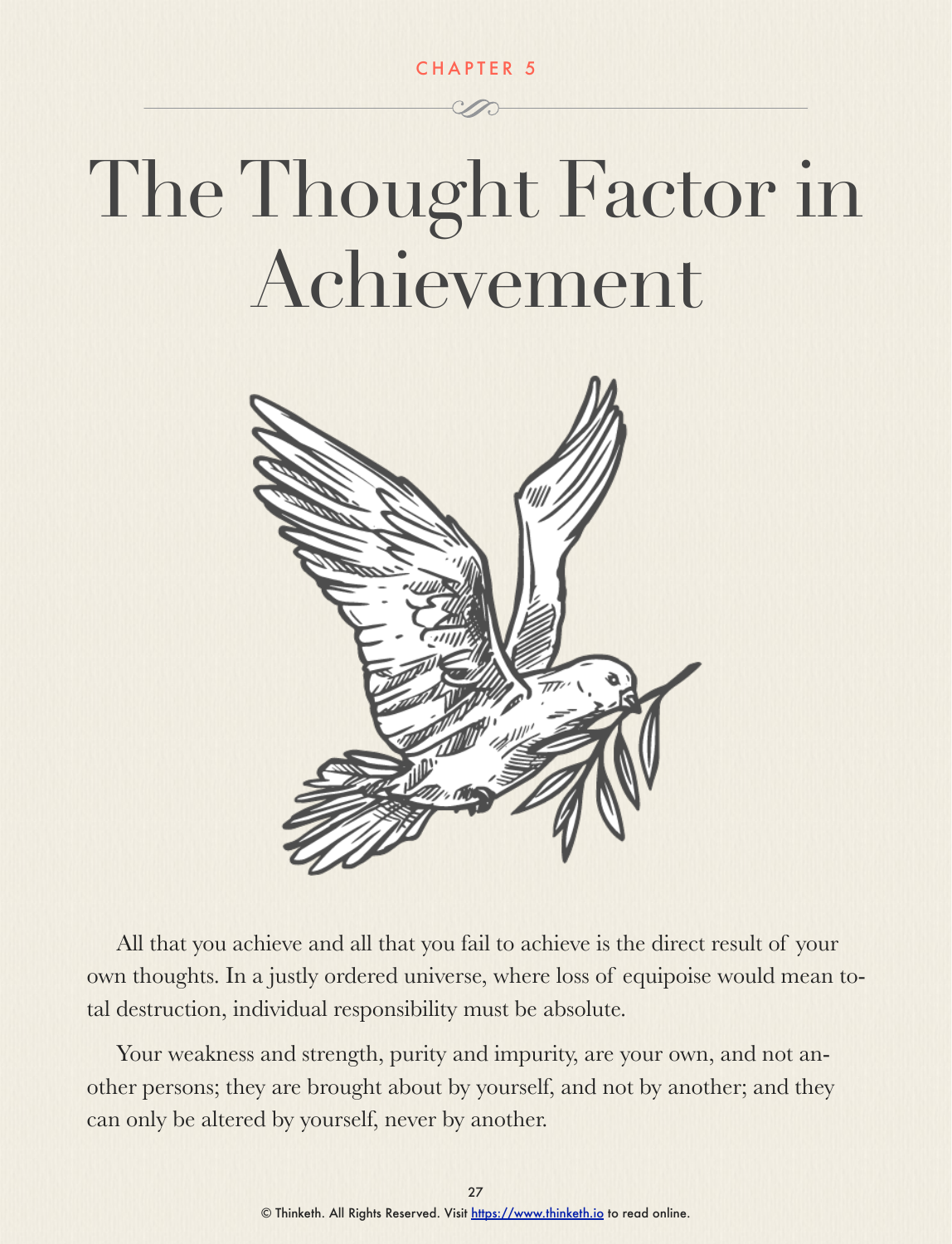CHAPTER 5

# The Thought Factor in Achievement

All that you achieve and all that you fail to achieve is the direct result of your own thoughts. In a justly ordered universe, where loss of equipoise would mean total destruction, individual responsibility must be absolute.

Your weakness and strength, purity and impurity, are your own, and not another persons; they are brought about by yourself, and not by another; and they can only be altered by yourself, never by another.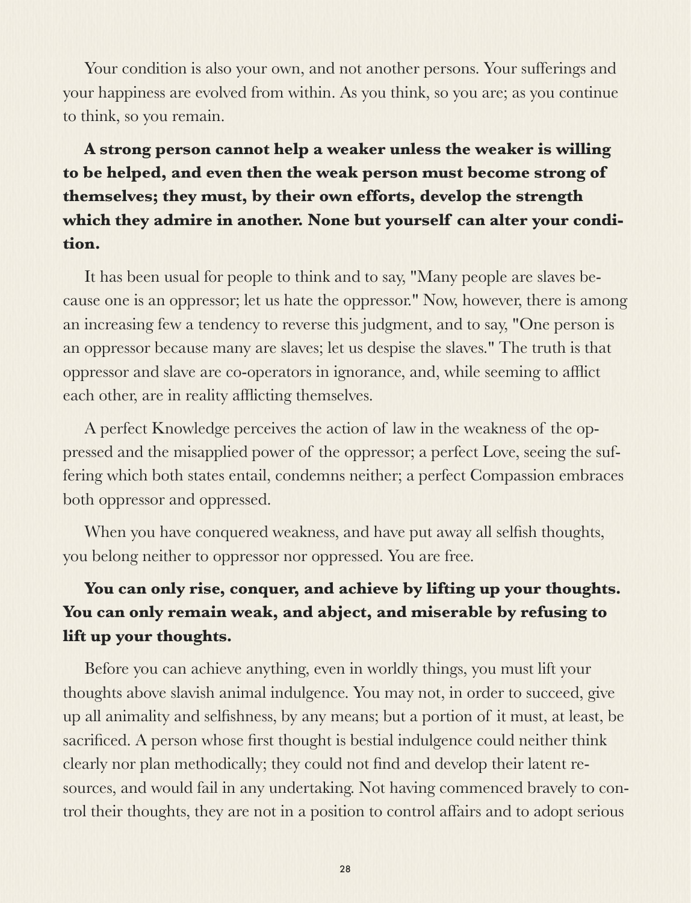Your condition is also your own, and not another persons. Your sufferings and your happiness are evolved from within. As you think, so you are; as you continue to think, so you remain.

**A strong person cannot help a weaker unless the weaker is willing to be helped, and even then the weak person must become strong of themselves; they must, by their own efforts, develop the strength which they admire in another. None but yourself can alter your condition.**

It has been usual for people to think and to say, "Many people are slaves because one is an oppressor; let us hate the oppressor." Now, however, there is among an increasing few a tendency to reverse this judgment, and to say, "One person is an oppressor because many are slaves; let us despise the slaves." The truth is that oppressor and slave are co-operators in ignorance, and, while seeming to afflict each other, are in reality afflicting themselves.

A perfect Knowledge perceives the action of law in the weakness of the oppressed and the misapplied power of the oppressor; a perfect Love, seeing the suffering which both states entail, condemns neither; a perfect Compassion embraces both oppressor and oppressed.

When you have conquered weakness, and have put away all selfish thoughts, you belong neither to oppressor nor oppressed. You are free.

**You can only rise, conquer, and achieve by lifting up your thoughts. You can only remain weak, and abject, and miserable by refusing to lift up your thoughts.**

Before you can achieve anything, even in worldly things, you must lift your thoughts above slavish animal indulgence. You may not, in order to succeed, give up all animality and selfishness, by any means; but a portion of it must, at least, be sacrificed. A person whose first thought is bestial indulgence could neither think clearly nor plan methodically; they could not find and develop their latent resources, and would fail in any undertaking. Not having commenced bravely to control their thoughts, they are not in a position to control affairs and to adopt serious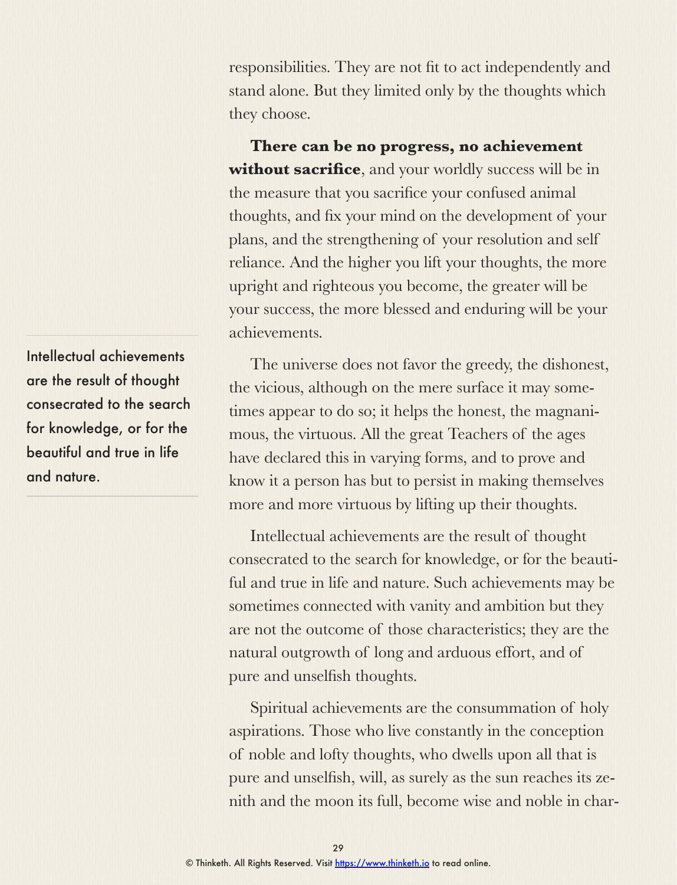responsibilities. They are not fit to act independently and stand alone. But they limited only by the thoughts which they choose.

**There can be no progress, no achievement without sacrifice**, and your worldly success will be in the measure that you sacrifice your confused animal thoughts, and fix your mind on the development of your plans, and the strengthening of your resolution and self reliance. And the higher you lift your thoughts, the more upright and righteous you become, the greater will be your success, the more blessed and enduring will be your achievements.

> Intellectual achievements are the result of thought consecrated to the search for knowledge, or for the beautiful and true in life and nature.

The universe does not favor the greedy, the dishonest, the vicious, although on the mere surface it may sometimes appear to do so; it helps the honest, the magnanimous, the virtuous. All the great Teachers of the ages have declared this in varying forms, and to prove and know it a person has but to persist in making themselves more and more virtuous by lifting up their thoughts.

Intellectual achievements are the result of thought consecrated to the search for knowledge, or for the beautiful and true in life and nature. Such achievements may be sometimes connected with vanity and ambition but they are not the outcome of those characteristics; they are the natural outgrowth of long and arduous effort, and of pure and unselfish thoughts.

Spiritual achievements are the consummation of holy aspirations. Those who live constantly in the conception of noble and lofty thoughts, who dwells upon all that is pure and unselfish, will, as surely as the sun reaches its zenith and the moon its full, become wise and noble in char-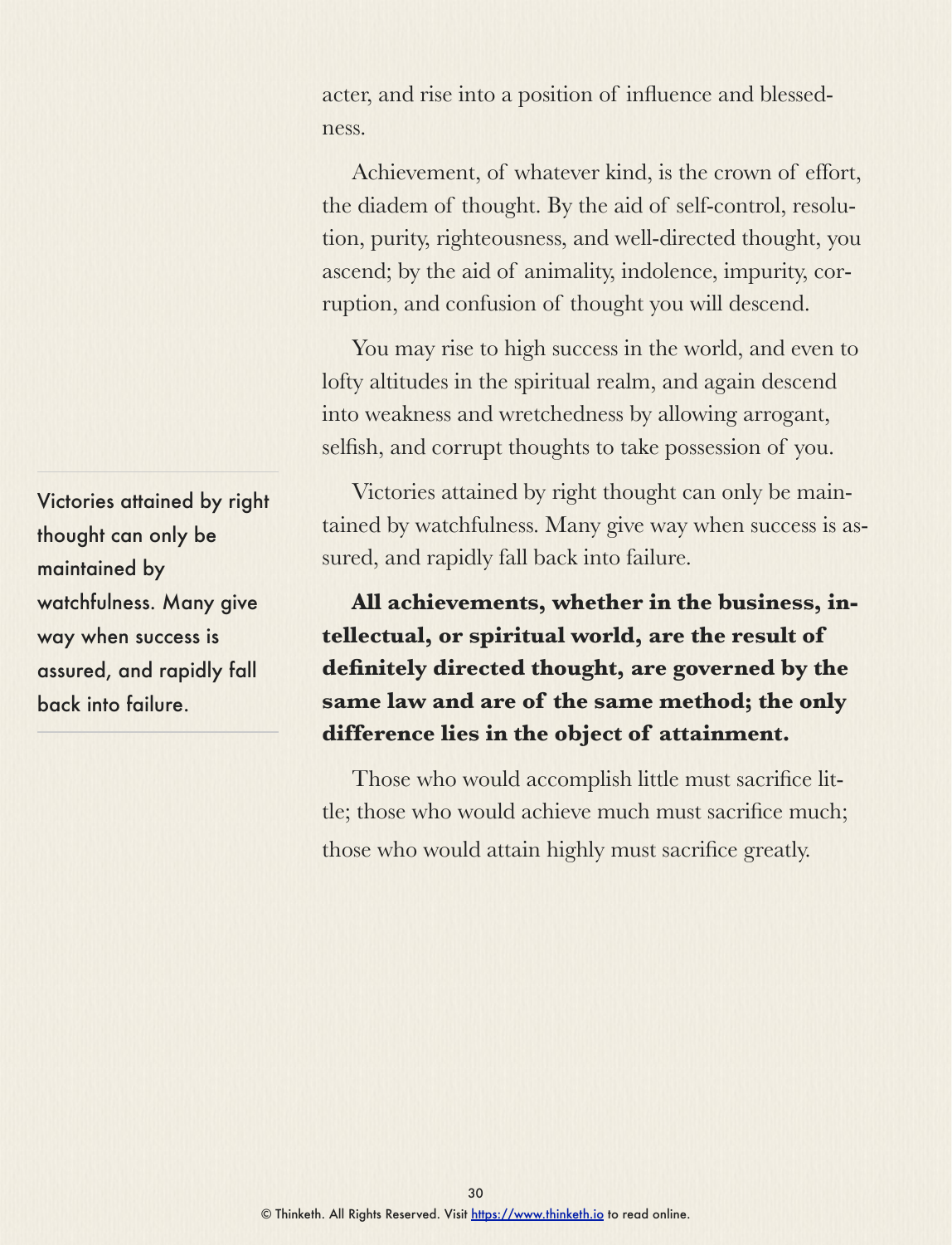acter, and rise into a position of influence and blessedness.

Achievement, of whatever kind, is the crown of effort, the diadem of thought. By the aid of self-control, resolution, purity, righteousness, and well-directed thought, you ascend; by the aid of animality, indolence, impurity, corruption, and confusion of thought you will descend.

You may rise to high success in the world, and even to lofty altitudes in the spiritual realm, and again descend into weakness and wretchedness by allowing arrogant, selfish, and corrupt thoughts to take possession of you.

> Victories attained by right thought can only be maintained by watchfulness. Many give way when success is assured, and rapidly fall back into failure.

Victories attained by right thought can only be maintained by watchfulness. Many give way when success is assured, and rapidly fall back into failure.

**All achievements, whether in the business, intellectual, or spiritual world, are the result of definitely directed thought, are governed by the same law and are of the same method; the only difference lies in the object of attainment.**

Those who would accomplish little must sacrifice little; those who would achieve much must sacrifice much; those who would attain highly must sacrifice greatly.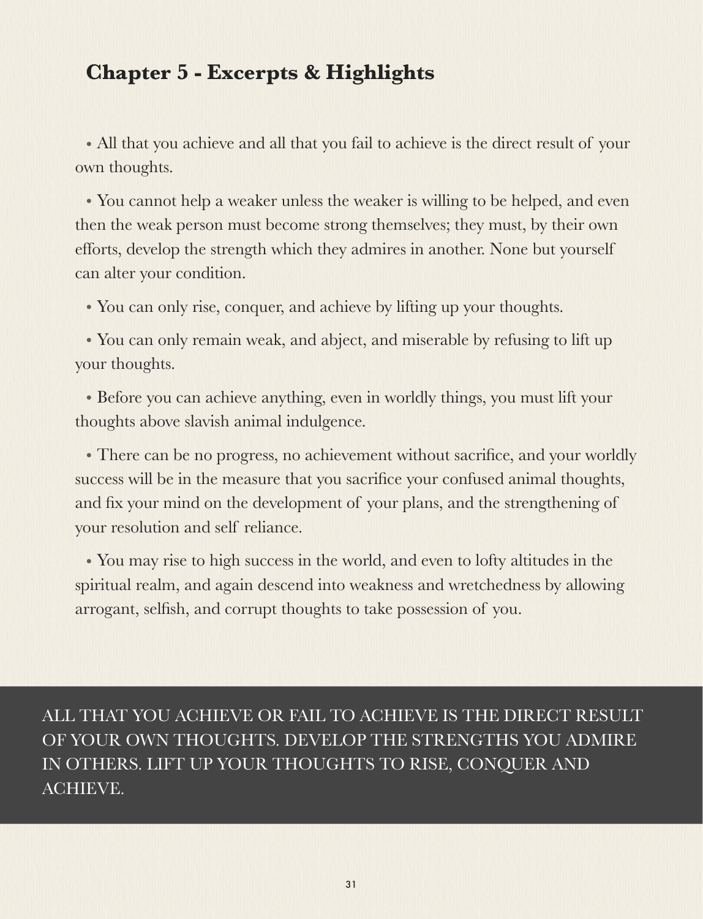## Chapter 5 - Excerpts & Highlights

- All that you achieve and all that you fail to achieve is the direct result of your own thoughts.

- You cannot help a weaker unless the weaker is willing to be helped, and even then the weak person must become strong themselves; they must, by their own efforts, develop the strength which they admires in another. None but yourself can alter your condition.

- You can only rise, conquer, and achieve by lifting up your thoughts.

- You can only remain weak, and abject, and miserable by refusing to lift up your thoughts.

- Before you can achieve anything, even in worldly things, you must lift your thoughts above slavish animal indulgence.

- There can be no progress, no achievement without sacrifice, and your worldly success will be in the measure that you sacrifice your confused animal thoughts, and fix your mind on the development of your plans, and the strengthening of your resolution and self reliance.

- You may rise to high success in the world, and even to lofty altitudes in the spiritual realm, and again descend into weakness and wretchedness by allowing arrogant, selfish, and corrupt thoughts to take possession of you.

ALL THAT YOU ACHIEVE OR FAIL TO ACHIEVE IS THE DIRECT RESULT OF YOUR OWN THOUGHTS. DEVELOP THE STRENGTHS YOU ADMIRE IN OTHERS. LIFT UP YOUR THOUGHTS TO RISE, CONQUER AND ACHIEVE.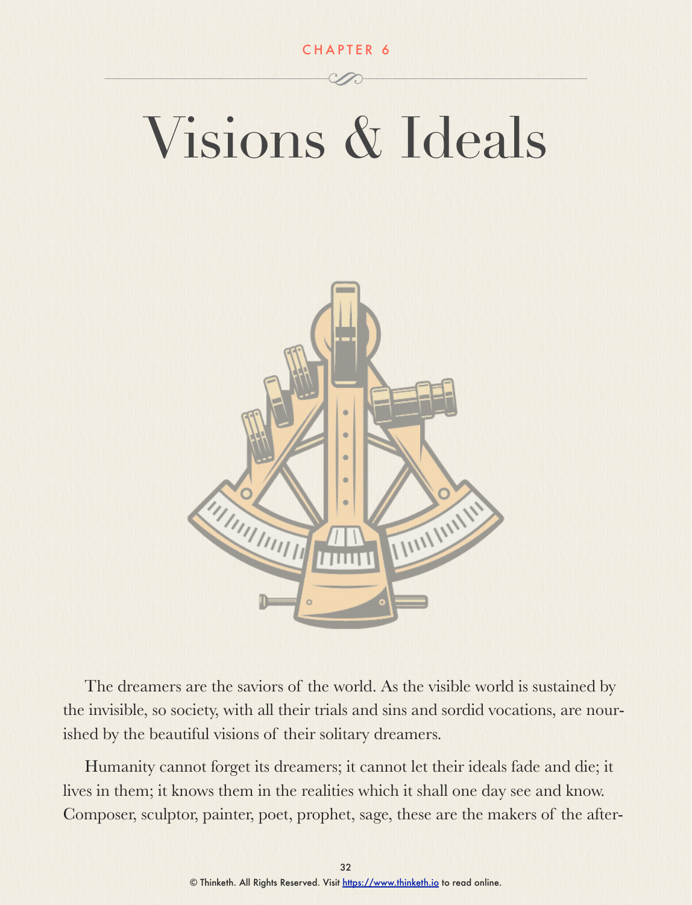CHAPTER 6

# Visions & Ideals

The dreamers are the saviors of the world. As the visible world is sustained by the invisible, so society, with all their trials and sins and sordid vocations, are nourished by the beautiful visions of their solitary dreamers.

Humanity cannot forget its dreamers; it cannot let their ideals fade and die; it lives in them; it knows them in the realities which it shall one day see and know. Composer, sculptor, painter, poet, prophet, sage, these are the makers of the after-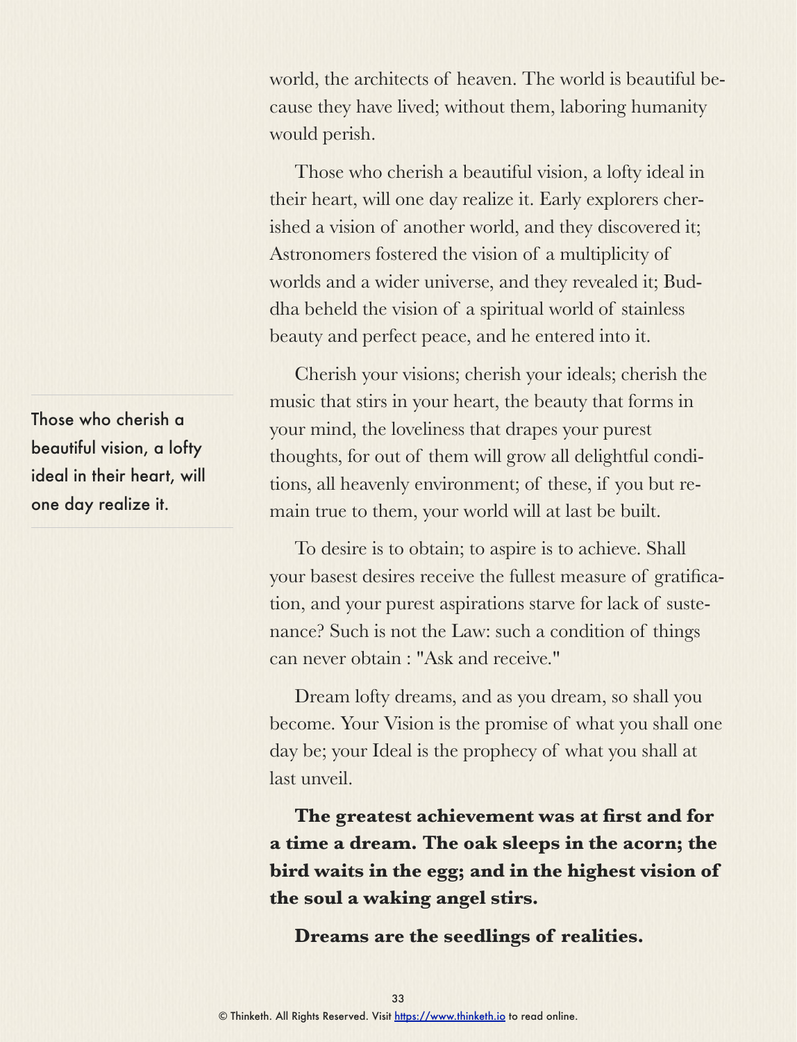world, the architects of heaven. The world is beautiful because they have lived; without them, laboring humanity would perish.

Those who cherish a beautiful vision, a lofty ideal in their heart, will one day realize it. Early explorers cherished a vision of another world, and they discovered it; Astronomers fostered the vision of a multiplicity of worlds and a wider universe, and they revealed it; Buddha beheld the vision of a spiritual world of stainless beauty and perfect peace, and he entered into it.

> Those who cherish a beautiful vision, a lofty ideal in their heart, will one day realize it.

Cherish your visions; cherish your ideals; cherish the music that stirs in your heart, the beauty that forms in your mind, the loveliness that drapes your purest thoughts, for out of them will grow all delightful conditions, all heavenly environment; of these, if you but remain true to them, your world will at last be built.

To desire is to obtain; to aspire is to achieve. Shall your basest desires receive the fullest measure of gratification, and your purest aspirations starve for lack of sustenance? Such is not the Law: such a condition of things can never obtain : "Ask and receive."

Dream lofty dreams, and as you dream, so shall you become. Your Vision is the promise of what you shall one day be; your Ideal is the prophecy of what you shall at last unveil.

**The greatest achievement was at first and for a time a dream. The oak sleeps in the acorn; the bird waits in the egg; and in the highest vision of the soul a waking angel stirs.**

**Dreams are the seedlings of realities.**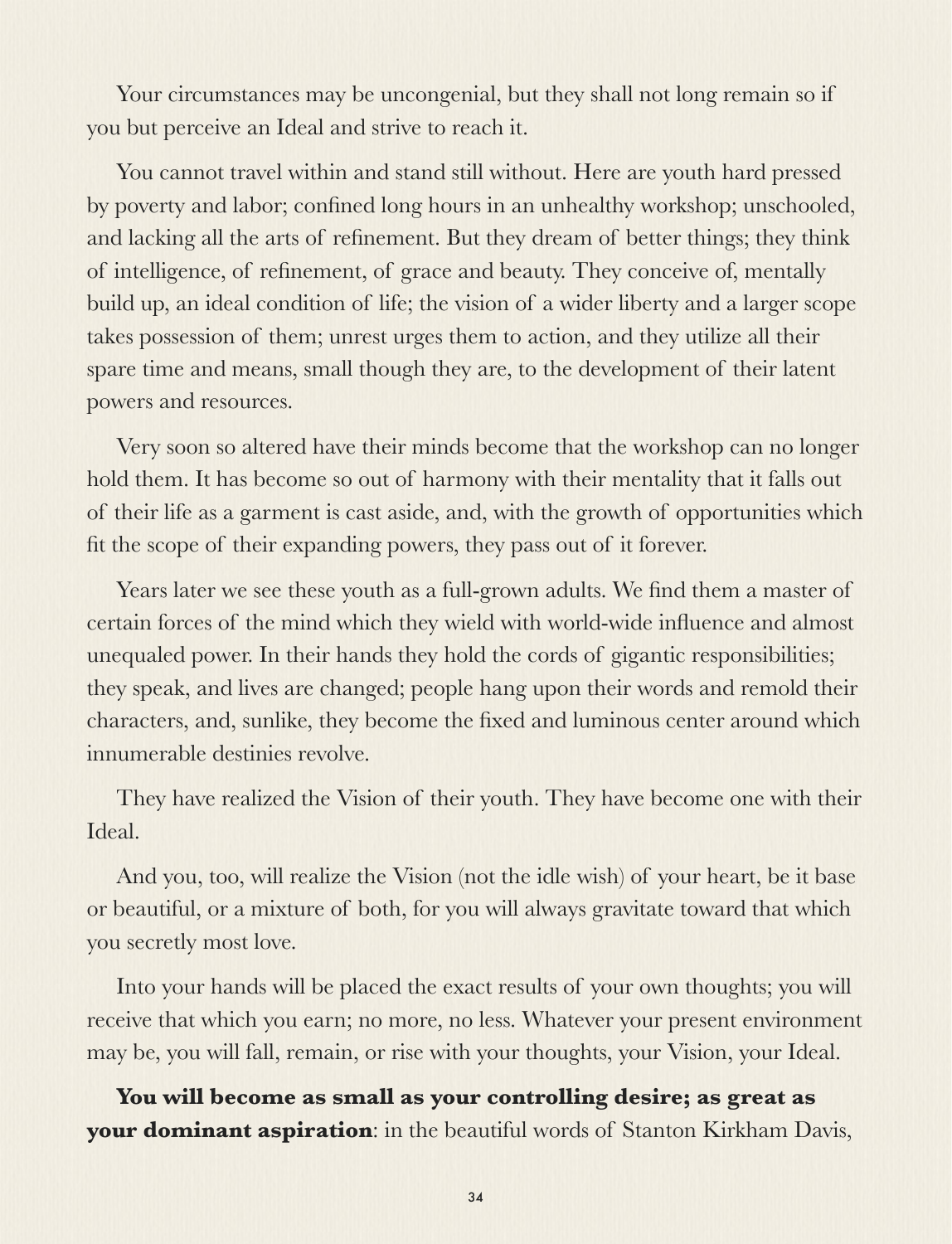Your circumstances may be uncongenial, but they shall not long remain so if you but perceive an Ideal and strive to reach it.

You cannot travel within and stand still without. Here are youth hard pressed by poverty and labor; confined long hours in an unhealthy workshop; unschooled, and lacking all the arts of refinement. But they dream of better things; they think of intelligence, of refinement, of grace and beauty. They conceive of, mentally build up, an ideal condition of life; the vision of a wider liberty and a larger scope takes possession of them; unrest urges them to action, and they utilize all their spare time and means, small though they are, to the development of their latent powers and resources.

Very soon so altered have their minds become that the workshop can no longer hold them. It has become so out of harmony with their mentality that it falls out of their life as a garment is cast aside, and, with the growth of opportunities which fit the scope of their expanding powers, they pass out of it forever.

Years later we see these youth as a full-grown adults. We find them a master of certain forces of the mind which they wield with world-wide influence and almost unequaled power. In their hands they hold the cords of gigantic responsibilities; they speak, and lives are changed; people hang upon their words and remold their characters, and, sunlike, they become the fixed and luminous center around which innumerable destinies revolve.

They have realized the Vision of their youth. They have become one with their Ideal.

And you, too, will realize the Vision (not the idle wish) of your heart, be it base or beautiful, or a mixture of both, for you will always gravitate toward that which you secretly most love.

Into your hands will be placed the exact results of your own thoughts; you will receive that which you earn; no more, no less. Whatever your present environment may be, you will fall, remain, or rise with your thoughts, your Vision, your Ideal.

**You will become as small as your controlling desire; as great as your dominant aspiration**: in the beautiful words of Stanton Kirkham Davis,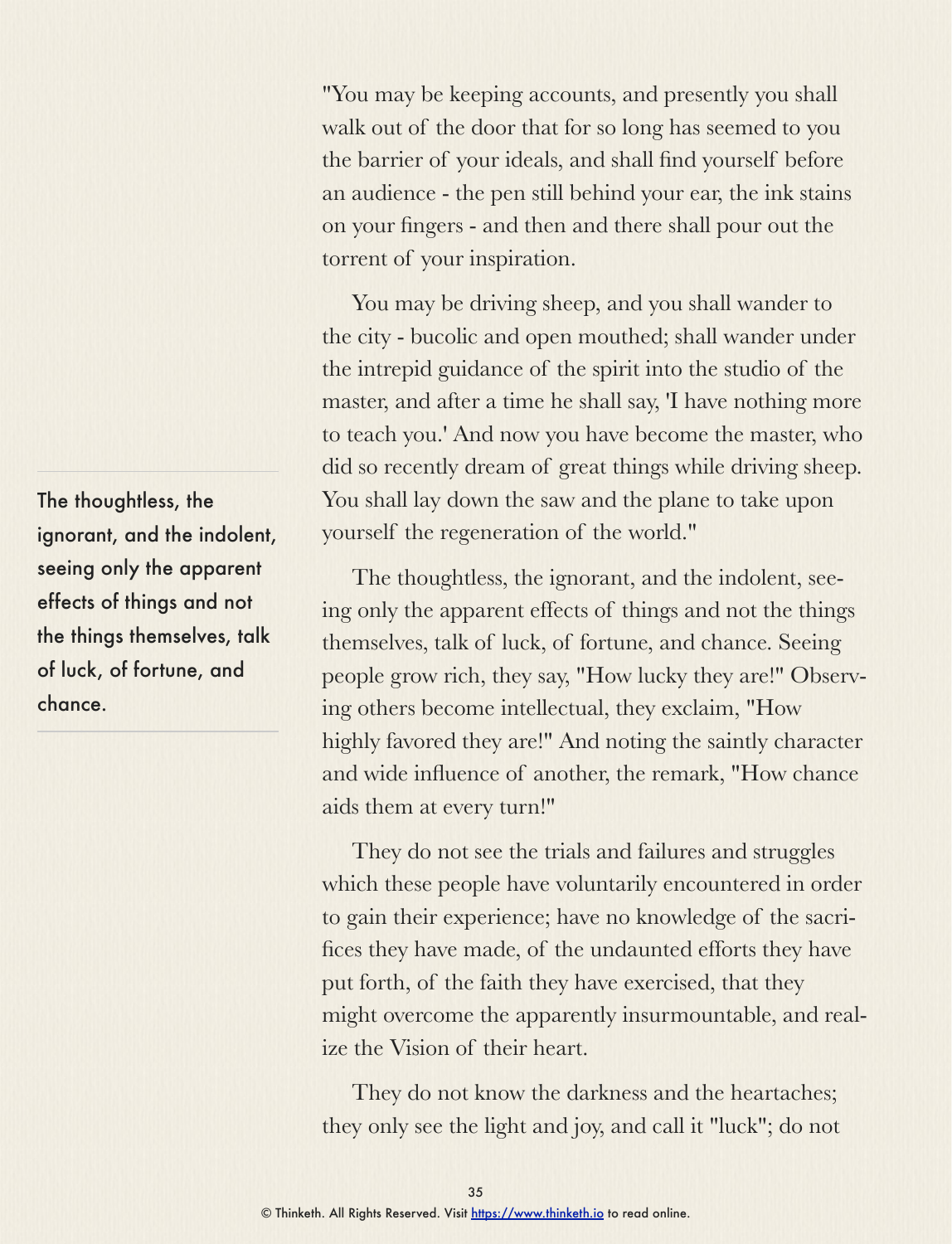"You may be keeping accounts, and presently you shall walk out of the door that for so long has seemed to you the barrier of your ideals, and shall find yourself before an audience - the pen still behind your ear, the ink stains on your fingers - and then and there shall pour out the torrent of your inspiration.

You may be driving sheep, and you shall wander to the city - bucolic and open mouthed; shall wander under the intrepid guidance of the spirit into the studio of the master, and after a time he shall say, 'I have nothing more to teach you.' And now you have become the master, who did so recently dream of great things while driving sheep. You shall lay down the saw and the plane to take upon yourself the regeneration of the world."

> The thoughtless, the ignorant, and the indolent, seeing only the apparent effects of things and not the things themselves, talk of luck, of fortune, and chance.

The thoughtless, the ignorant, and the indolent, seeing only the apparent effects of things and not the things themselves, talk of luck, of fortune, and chance. Seeing people grow rich, they say, "How lucky they are!" Observing others become intellectual, they exclaim, "How highly favored they are!" And noting the saintly character and wide influence of another, the remark, "How chance aids them at every turn!"

They do not see the trials and failures and struggles which these people have voluntarily encountered in order to gain their experience; have no knowledge of the sacrifices they have made, of the undaunted efforts they have put forth, of the faith they have exercised, that they might overcome the apparently insurmountable, and realize the Vision of their heart.

They do not know the darkness and the heartaches; they only see the light and joy, and call it "luck"; do not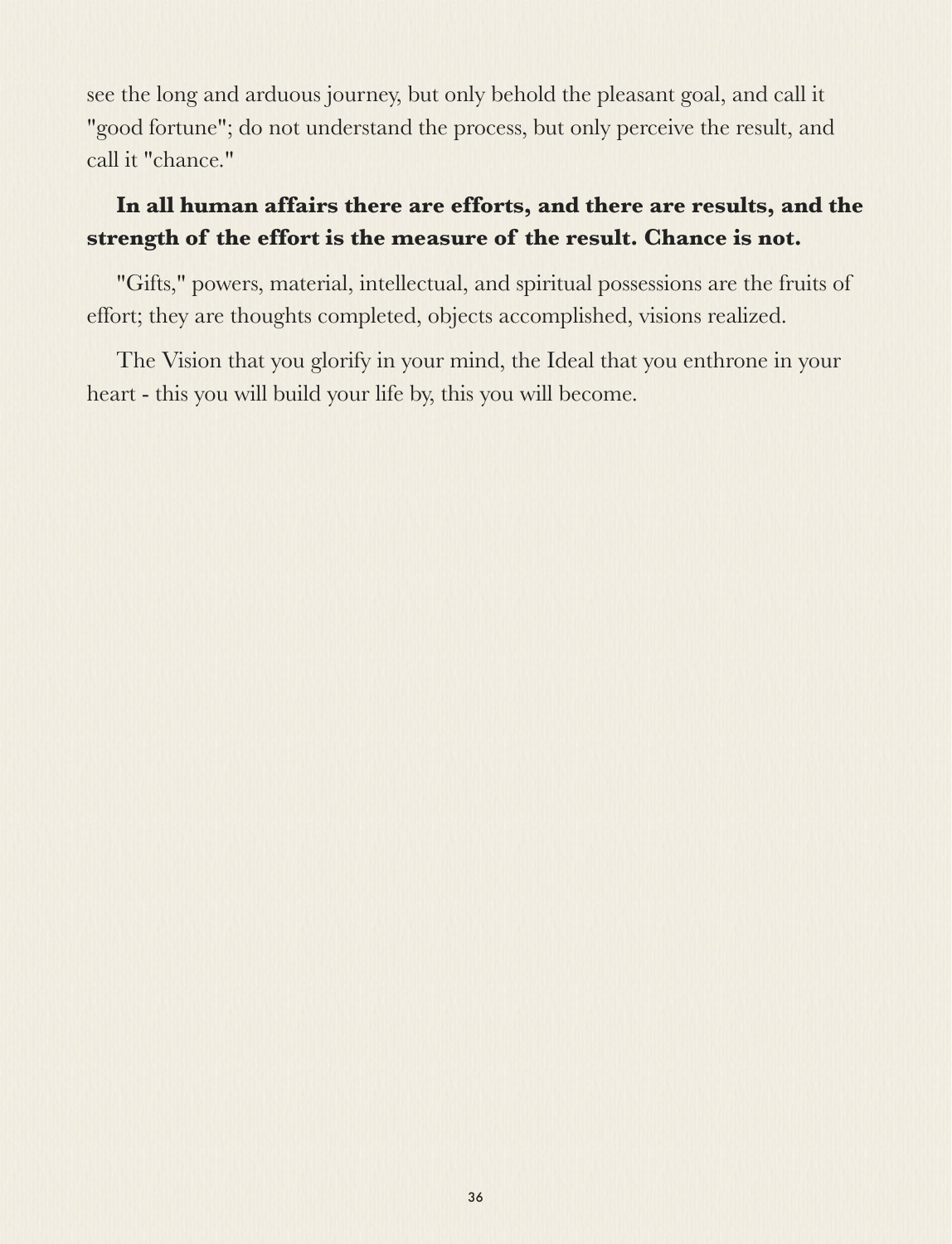see the long and arduous journey, but only behold the pleasant goal, and call it "good fortune"; do not understand the process, but only perceive the result, and call it "chance."

**In all human affairs there are efforts, and there are results, and the strength of the effort is the measure of the result. Chance is not.**

"Gifts," powers, material, intellectual, and spiritual possessions are the fruits of effort; they are thoughts completed, objects accomplished, visions realized.

The Vision that you glorify in your mind, the Ideal that you enthrone in your heart - this you will build your life by, this you will become.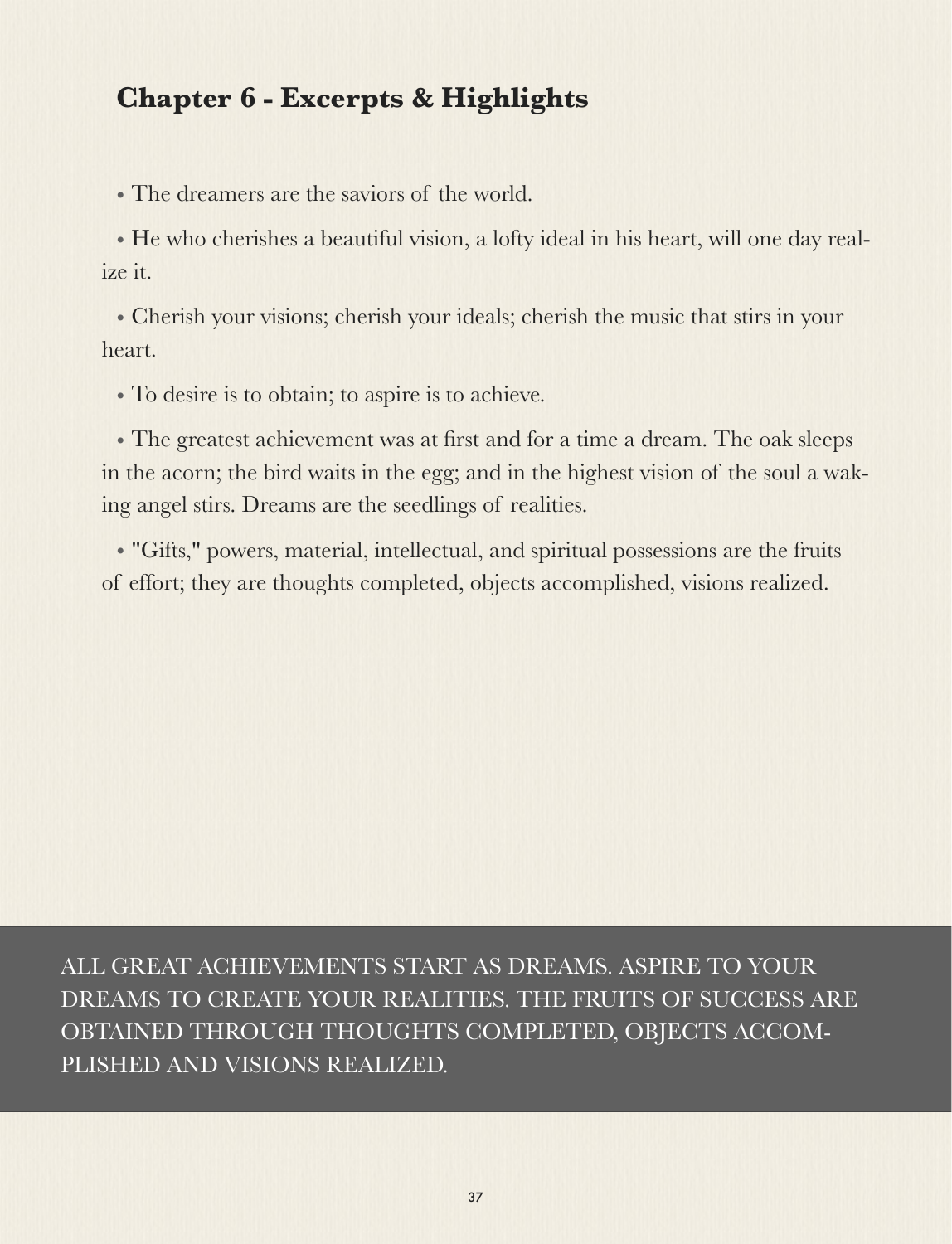## Chapter 6 - Excerpts & Highlights

- The dreamers are the saviors of the world.
- He who cherishes a beautiful vision, a lofty ideal in his heart, will one day realize it.
- Cherish your visions; cherish your ideals; cherish the music that stirs in your heart.
- To desire is to obtain; to aspire is to achieve.
- The greatest achievement was at first and for a time a dream. The oak sleeps in the acorn; the bird waits in the egg; and in the highest vision of the soul a waking angel stirs. Dreams are the seedlings of realities.
- "Gifts," powers, material, intellectual, and spiritual possessions are the fruits of effort; they are thoughts completed, objects accomplished, visions realized.

ALL GREAT ACHIEVEMENTS START AS DREAMS. ASPIRE TO YOUR DREAMS TO CREATE YOUR REALITIES. THE FRUITS OF SUCCESS ARE OBTAINED THROUGH THOUGHTS COMPLETED, OBJECTS ACCOMPLISHED AND VISIONS REALIZED.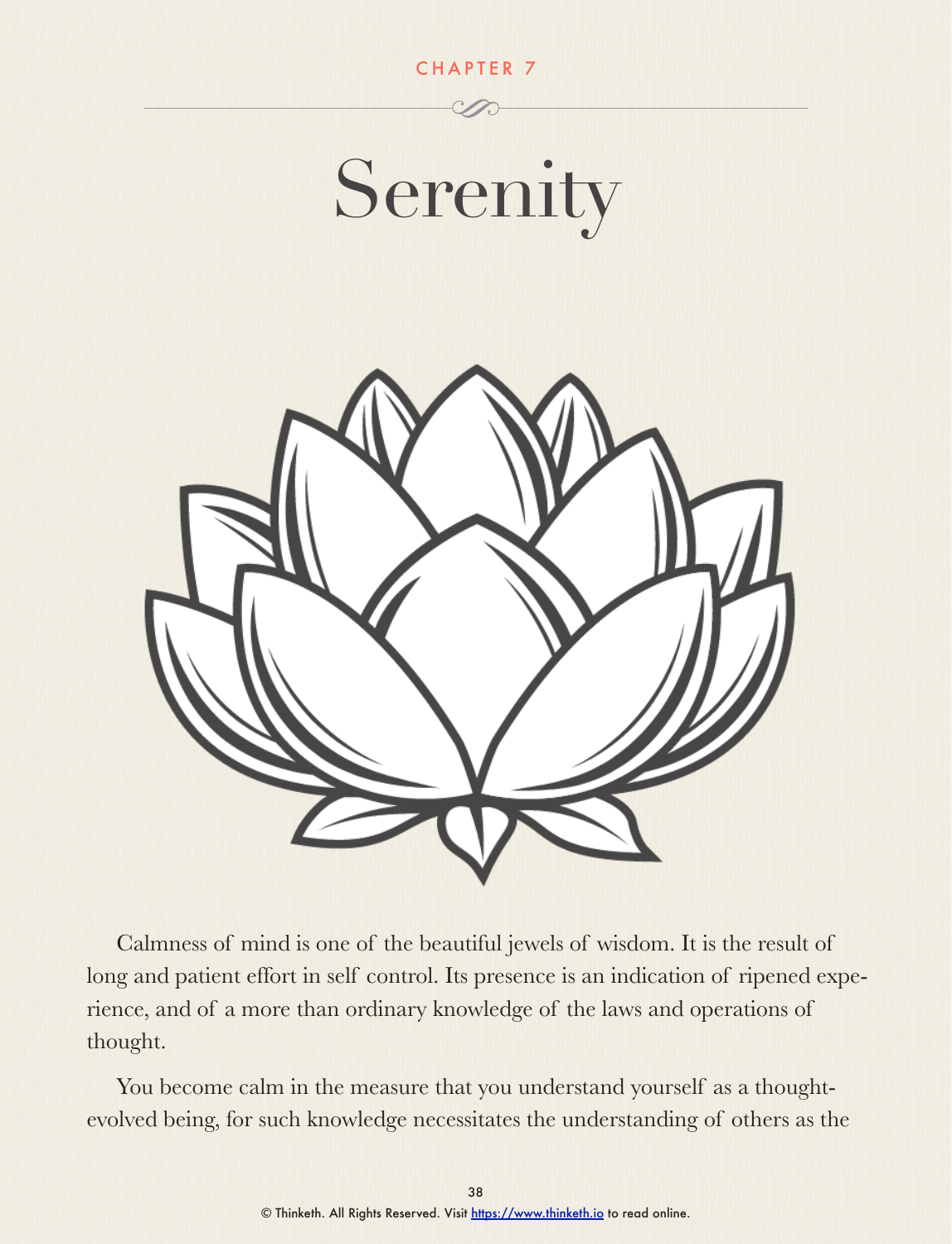CHAPTER 7

# Serenity

Calmness of mind is one of the beautiful jewels of wisdom. It is the result of long and patient effort in self control. Its presence is an indication of ripened experience, and of a more than ordinary knowledge of the laws and operations of thought.

You become calm in the measure that you understand yourself as a thought-evolved being, for such knowledge necessitates the understanding of others as the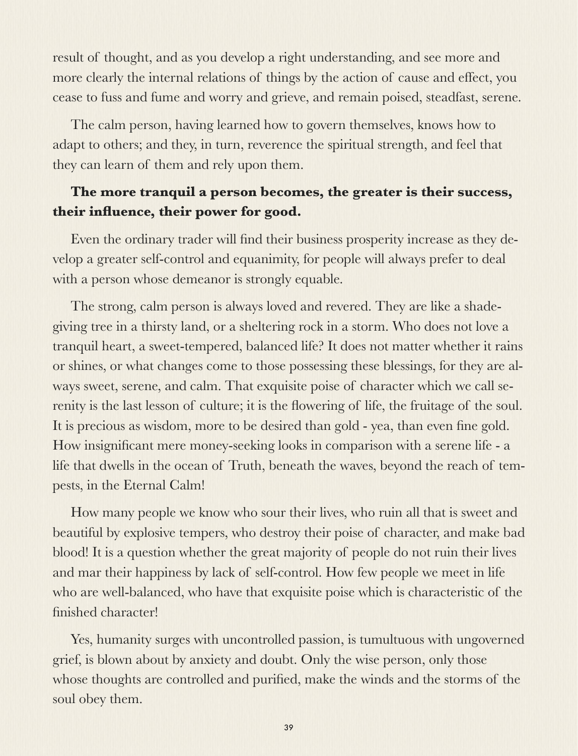result of thought, and as you develop a right understanding, and see more and more clearly the internal relations of things by the action of cause and effect, you cease to fuss and fume and worry and grieve, and remain poised, steadfast, serene.

The calm person, having learned how to govern themselves, knows how to adapt to others; and they, in turn, reverence the spiritual strength, and feel that they can learn of them and rely upon them.

**The more tranquil a person becomes, the greater is their success, their influence, their power for good.**

Even the ordinary trader will find their business prosperity increase as they develop a greater self-control and equanimity, for people will always prefer to deal with a person whose demeanor is strongly equable.

The strong, calm person is always loved and revered. They are like a shade-giving tree in a thirsty land, or a sheltering rock in a storm. Who does not love a tranquil heart, a sweet-tempered, balanced life? It does not matter whether it rains or shines, or what changes come to those possessing these blessings, for they are always sweet, serene, and calm. That exquisite poise of character which we call serenity is the last lesson of culture; it is the flowering of life, the fruitage of the soul. It is precious as wisdom, more to be desired than gold - yea, than even fine gold. How insignificant mere money-seeking looks in comparison with a serene life - a life that dwells in the ocean of Truth, beneath the waves, beyond the reach of tempests, in the Eternal Calm!

How many people we know who sour their lives, who ruin all that is sweet and beautiful by explosive tempers, who destroy their poise of character, and make bad blood! It is a question whether the great majority of people do not ruin their lives and mar their happiness by lack of self-control. How few people we meet in life who are well-balanced, who have that exquisite poise which is characteristic of the finished character!

Yes, humanity surges with uncontrolled passion, is tumultuous with ungoverned grief, is blown about by anxiety and doubt. Only the wise person, only those whose thoughts are controlled and purified, make the winds and the storms of the soul obey them.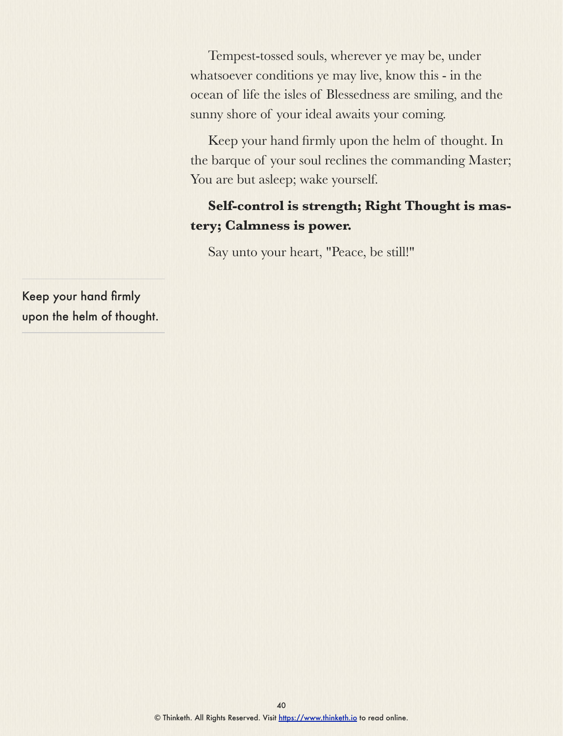Tempest-tossed souls, wherever ye may be, under whatsoever conditions ye may live, know this - in the ocean of life the isles of Blessedness are smiling, and the sunny shore of your ideal awaits your coming.

Keep your hand firmly upon the helm of thought. In the barque of your soul reclines the commanding Master; You are but asleep; wake yourself.

**Self-control is strength; Right Thought is mastery; Calmness is power.**

Say unto your heart, "Peace, be still!"

---

Keep your hand firmly upon the helm of thought.

---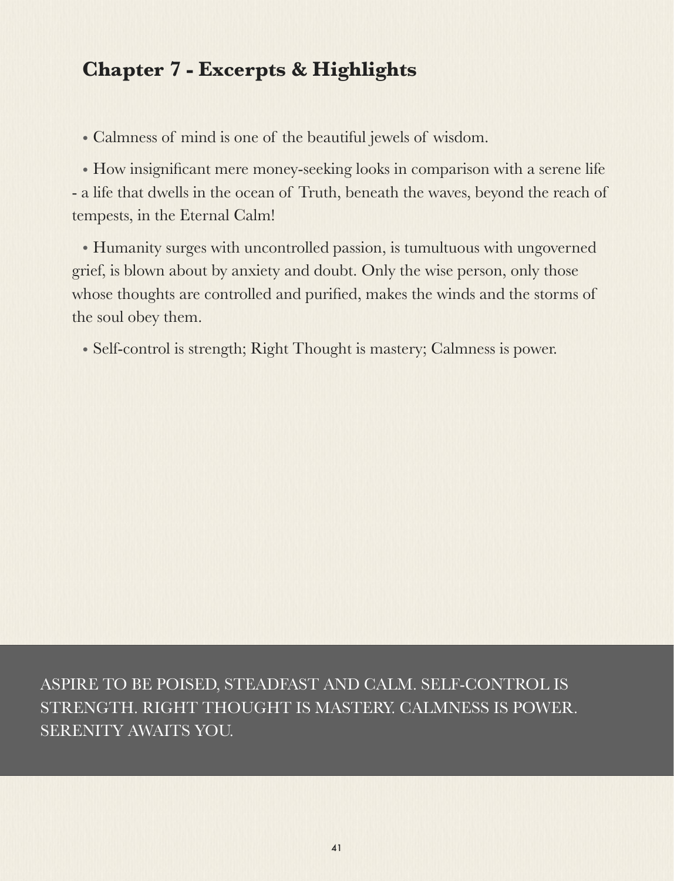## Chapter 7 - Excerpts & Highlights

- Calmness of mind is one of the beautiful jewels of wisdom.

- How insignificant mere money-seeking looks in comparison with a serene life - a life that dwells in the ocean of Truth, beneath the waves, beyond the reach of tempests, in the Eternal Calm!

- Humanity surges with uncontrolled passion, is tumultuous with ungoverned grief, is blown about by anxiety and doubt. Only the wise person, only those whose thoughts are controlled and purified, makes the winds and the storms of the soul obey them.

- Self-control is strength; Right Thought is mastery; Calmness is power.

ASPIRE TO BE POISED, STEADFAST AND CALM. SELF-CONTROL IS STRENGTH. RIGHT THOUGHT IS MASTERY. CALMNESS IS POWER. SERENITY AWAITS YOU.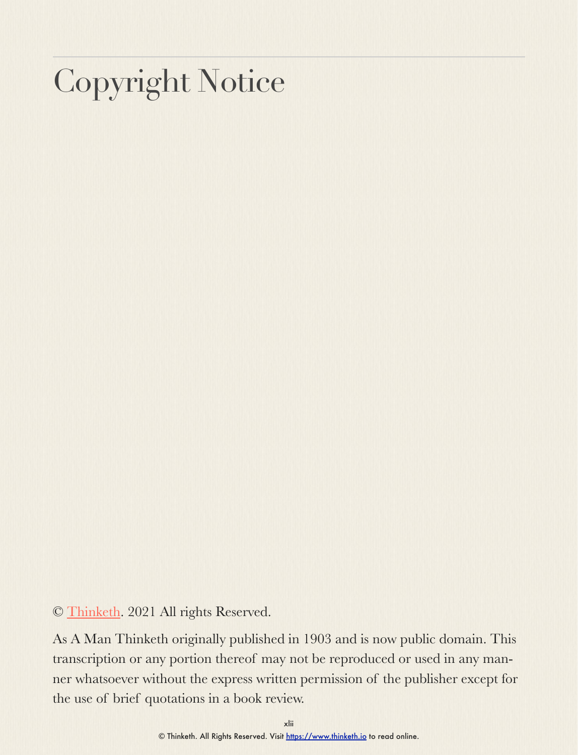# Copyright Notice

© Thinketh. 2021 All rights Reserved.

As A Man Thinketh originally published in 1903 and is now public domain. This transcription or any portion thereof may not be reproduced or used in any manner whatsoever without the express written permission of the publisher except for the use of brief quotations in a book review.